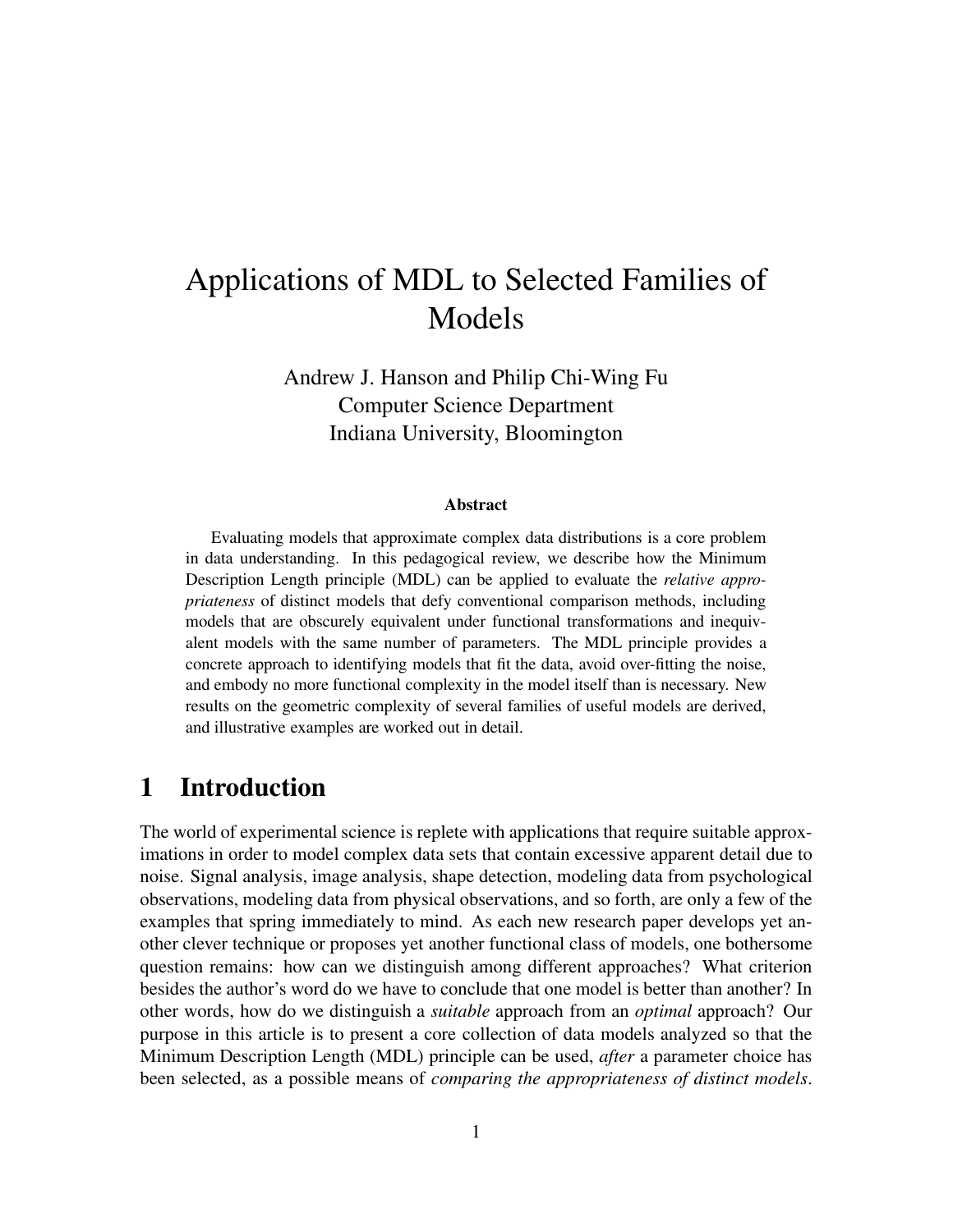# Applications of MDL to Selected Families of Models

Andrew J. Hanson and Philip Chi-Wing Fu
Computer Science Department
Indiana University, Bloomington

### Abstract

Evaluating models that approximate complex data distributions is a core problem in data understanding. In this pedagogical review, we describe how the Minimum Description Length principle (MDL) can be applied to evaluate the *relative appropriateness* of distinct models that defy conventional comparison methods, including models that are obscurely equivalent under functional transformations and inequivalent models with the same number of parameters. The MDL principle provides a concrete approach to identifying models that fit the data, avoid over-fitting the noise, and embody no more functional complexity in the model itself than is necessary. New results on the geometric complexity of several families of useful models are derived, and illustrative examples are worked out in detail.

## 1 Introduction

The world of experimental science is replete with applications that require suitable approximations in order to model complex data sets that contain excessive apparent detail due to noise. Signal analysis, image analysis, shape detection, modeling data from psychological observations, modeling data from physical observations, and so forth, are only a few of the examples that spring immediately to mind. As each new research paper develops yet another clever technique or proposes yet another functional class of models, one bothersome question remains: how can we distinguish among different approaches? What criterion besides the author's word do we have to conclude that one model is better than another? In other words, how do we distinguish a *suitable* approach from an *optimal* approach? Our purpose in this article is to present a core collection of data models analyzed so that the Minimum Description Length (MDL) principle can be used, *after* a parameter choice has been selected, as a possible means of *comparing the appropriateness of distinct models*.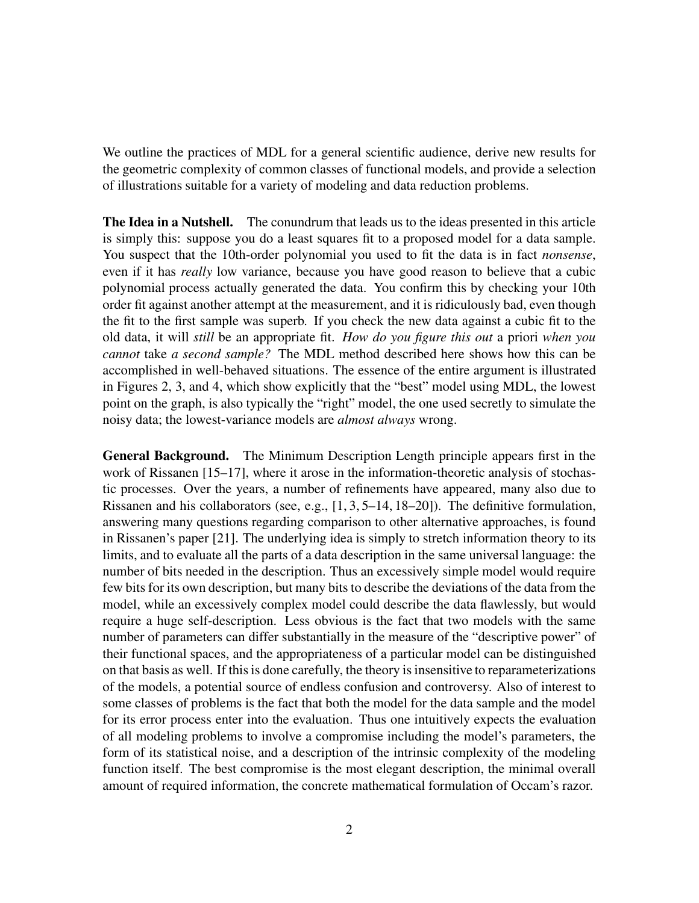We outline the practices of MDL for a general scientific audience, derive new results for the geometric complexity of common classes of functional models, and provide a selection of illustrations suitable for a variety of modeling and data reduction problems.

**The Idea in a Nutshell.** The conundrum that leads us to the ideas presented in this article is simply this: suppose you do a least squares fit to a proposed model for a data sample. You suspect that the 10th-order polynomial you used to fit the data is in fact *nonsense*, even if it has *really* low variance, because you have good reason to believe that a cubic polynomial process actually generated the data. You confirm this by checking your 10th order fit against another attempt at the measurement, and it is ridiculously bad, even though the fit to the first sample was superb. If you check the new data against a cubic fit to the old data, it will *still* be an appropriate fit. *How do you figure this out* a priori *when you cannot* take *a second sample?* The MDL method described here shows how this can be accomplished in well-behaved situations. The essence of the entire argument is illustrated in Figures 2, 3, and 4, which show explicitly that the "best" model using MDL, the lowest point on the graph, is also typically the "right" model, the one used secretly to simulate the noisy data; the lowest-variance models are *almost always* wrong.

**General Background.** The Minimum Description Length principle appears first in the work of Rissanen [15–17], where it arose in the information-theoretic analysis of stochastic processes. Over the years, a number of refinements have appeared, many also due to Rissanen and his collaborators (see, e.g., [1, 3, 5–14, 18–20]). The definitive formulation, answering many questions regarding comparison to other alternative approaches, is found in Rissanen's paper [21]. The underlying idea is simply to stretch information theory to its limits, and to evaluate all the parts of a data description in the same universal language: the number of bits needed in the description. Thus an excessively simple model would require few bits for its own description, but many bits to describe the deviations of the data from the model, while an excessively complex model could describe the data flawlessly, but would require a huge self-description. Less obvious is the fact that two models with the same number of parameters can differ substantially in the measure of the "descriptive power" of their functional spaces, and the appropriateness of a particular model can be distinguished on that basis as well. If this is done carefully, the theory is insensitive to reparameterizations of the models, a potential source of endless confusion and controversy. Also of interest to some classes of problems is the fact that both the model for the data sample and the model for its error process enter into the evaluation. Thus one intuitively expects the evaluation of all modeling problems to involve a compromise including the model's parameters, the form of its statistical noise, and a description of the intrinsic complexity of the modeling function itself. The best compromise is the most elegant description, the minimal overall amount of required information, the concrete mathematical formulation of Occam's razor.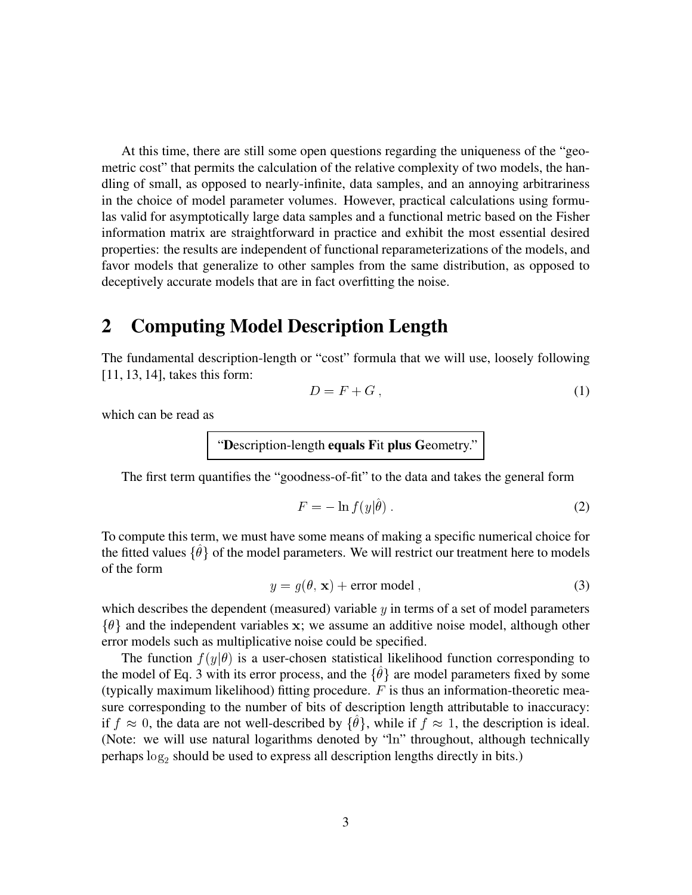At this time, there are still some open questions regarding the uniqueness of the "geometric cost" that permits the calculation of the relative complexity of two models, the handling of small, as opposed to nearly-infinite, data samples, and an annoying arbitrariness in the choice of model parameter volumes. However, practical calculations using formulas valid for asymptotically large data samples and a functional metric based on the Fisher information matrix are straightforward in practice and exhibit the most essential desired properties: the results are independent of functional reparameterizations of the models, and favor models that generalize to other samples from the same distribution, as opposed to deceptively accurate models that are in fact overfitting the noise.

## 2 Computing Model Description Length

The fundamental description-length or "cost" formula that we will use, loosely following [11, 13, 14], takes this form:

$$D = F + G \,, \tag{1}$$

which can be read as

> "**D**escription-length **equals F**it **plus G**eometry."

The first term quantifies the "goodness-of-fit" to the data and takes the general form

$$F = -\ln f(y|\hat{\theta}) \,. \tag{2}$$

To compute this term, we must have some means of making a specific numerical choice for the fitted values $\{\hat{\theta}\}$ of the model parameters. We will restrict our treatment here to models of the form

$$y = g(\theta, \mathbf{x}) + \text{error model} \,, \tag{3}$$

which describes the dependent (measured) variable $y$ in terms of a set of model parameters $\{\theta\}$ and the independent variables $\mathbf{x}$; we assume an additive noise model, although other error models such as multiplicative noise could be specified.

The function $f(y|\theta)$ is a user-chosen statistical likelihood function corresponding to the model of Eq. 3 with its error process, and the $\{\hat{\theta}\}$ are model parameters fixed by some (typically maximum likelihood) fitting procedure. $F$ is thus an information-theoretic measure corresponding to the number of bits of description length attributable to inaccuracy: if $f \approx 0$, the data are not well-described by $\{\hat{\theta}\}$, while if $f \approx 1$, the description is ideal. (Note: we will use natural logarithms denoted by "ln" throughout, although technically perhaps $\log_2$ should be used to express all description lengths directly in bits.)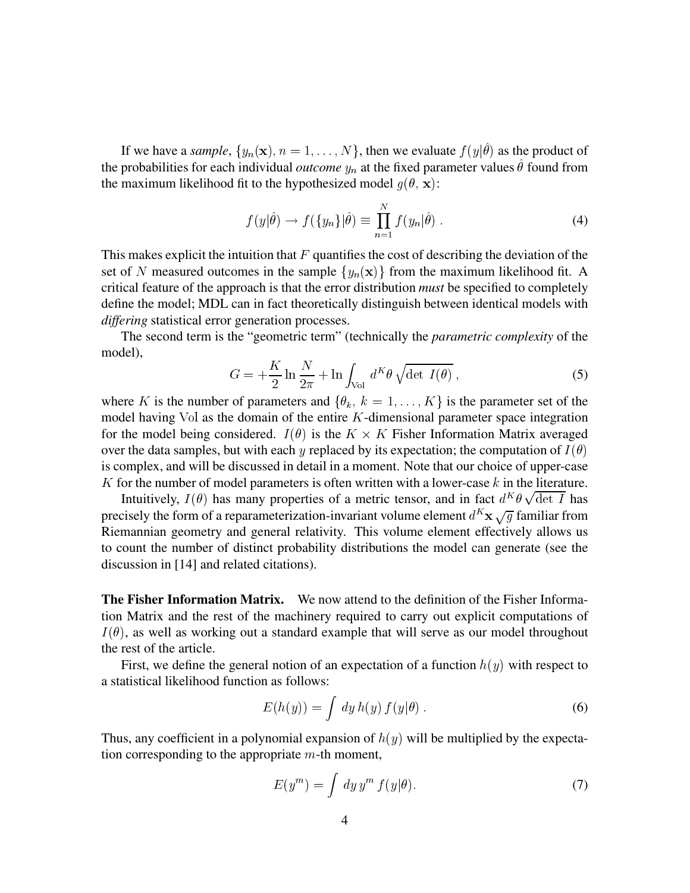If we have a *sample*, $\{y_n(\mathbf{x}), n = 1, \ldots, N\}$, then we evaluate $f(y|\hat{\theta})$ as the product of the probabilities for each individual *outcome* $y_n$ at the fixed parameter values $\hat{\theta}$ found from the maximum likelihood fit to the hypothesized model $g(\theta, \mathbf{x})$:

$$f(y|\hat{\theta}) \to f(\{y_n\}|\hat{\theta}) \equiv \prod_{n=1}^{N} f(y_n|\hat{\theta}) \,. \tag{4}$$

This makes explicit the intuition that $F$ quantifies the cost of describing the deviation of the set of $N$ measured outcomes in the sample $\{y_n(\mathbf{x})\}$ from the maximum likelihood fit. A critical feature of the approach is that the error distribution *must* be specified to completely define the model; MDL can in fact theoretically distinguish between identical models with *differing* statistical error generation processes.

The second term is the "geometric term" (technically the *parametric complexity* of the model),

$$G = +\frac{K}{2} \ln \frac{N}{2\pi} + \ln \int_{\mathrm{Vol}} d^K\theta \, \sqrt{\det \, I(\theta)} \,, \tag{5}$$

where $K$ is the number of parameters and $\{\theta_k, \, k = 1, \ldots, K\}$ is the parameter set of the model having Vol as the domain of the entire $K$-dimensional parameter space integration for the model being considered. $I(\theta)$ is the $K \times K$ Fisher Information Matrix averaged over the data samples, but with each $y$ replaced by its expectation; the computation of $I(\theta)$ is complex, and will be discussed in detail in a moment. Note that our choice of upper-case $K$ for the number of model parameters is often written with a lower-case $k$ in the literature.

Intuitively, $I(\theta)$ has many properties of a metric tensor, and in fact $d^K\theta\sqrt{\det \, I}$ has precisely the form of a reparameterization-invariant volume element $d^K\mathbf{x}\sqrt{g}$ familiar from Riemannian geometry and general relativity. This volume element effectively allows us to count the number of distinct probability distributions the model can generate (see the discussion in [14] and related citations).

**The Fisher Information Matrix.** We now attend to the definition of the Fisher Information Matrix and the rest of the machinery required to carry out explicit computations of $I(\theta)$, as well as working out a standard example that will serve as our model throughout the rest of the article.

First, we define the general notion of an expectation of a function $h(y)$ with respect to a statistical likelihood function as follows:

$$E(h(y)) = \int dy \, h(y) \, f(y|\theta) \,. \tag{6}$$

Thus, any coefficient in a polynomial expansion of $h(y)$ will be multiplied by the expectation corresponding to the appropriate $m$-th moment,

$$E(y^m) = \int dy \, y^m \, f(y|\theta). \tag{7}$$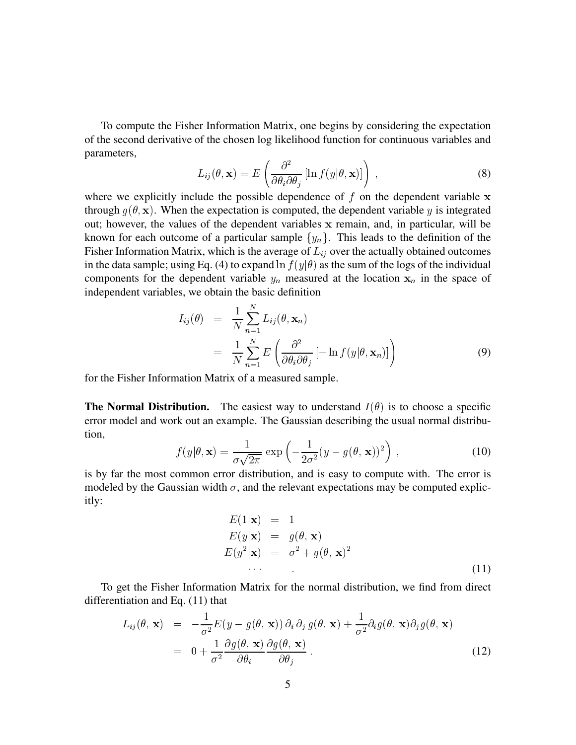To compute the Fisher Information Matrix, one begins by considering the expectation of the second derivative of the chosen log likelihood function for continuous variables and parameters,

$$L_{ij}(\theta, \mathbf{x}) = E\left(\frac{\partial^2}{\partial\theta_i \partial\theta_j}\left[\ln f(y|\theta, \mathbf{x})\right]\right) \,, \tag{8}$$

where we explicitly include the possible dependence of $f$ on the dependent variable $\mathbf{x}$ through $g(\theta, \mathbf{x})$. When the expectation is computed, the dependent variable $y$ is integrated out; however, the values of the dependent variables $\mathbf{x}$ remain, and, in particular, will be known for each outcome of a particular sample $\{y_n\}$. This leads to the definition of the Fisher Information Matrix, which is the average of $L_{ij}$ over the actually obtained outcomes in the data sample; using Eq. (4) to expand $\ln f(y|\theta)$ as the sum of the logs of the individual components for the dependent variable $y_n$ measured at the location $\mathbf{x}_n$ in the space of independent variables, we obtain the basic definition

$$\begin{aligned} I_{ij}(\theta) &= \frac{1}{N}\sum_{n=1}^{N} L_{ij}(\theta, \mathbf{x}_n) \\ &= \frac{1}{N}\sum_{n=1}^{N} E\left(\frac{\partial^2}{\partial\theta_i \partial\theta_j}\left[-\ln f(y|\theta, \mathbf{x}_n)\right]\right) \end{aligned} \tag{9}$$

for the Fisher Information Matrix of a measured sample.

**The Normal Distribution.** The easiest way to understand $I(\theta)$ is to choose a specific error model and work out an example. The Gaussian describing the usual normal distribution,

$$f(y|\theta, \mathbf{x}) = \frac{1}{\sigma\sqrt{2\pi}} \exp\left(-\frac{1}{2\sigma^2}(y - g(\theta, \mathbf{x}))^2\right) \,, \tag{10}$$

is by far the most common error distribution, and is easy to compute with. The error is modeled by the Gaussian width $\sigma$, and the relevant expectations may be computed explicitly:

$$\begin{aligned} E(1|\mathbf{x}) &= 1 \\ E(y|\mathbf{x}) &= g(\theta, \mathbf{x}) \\ E(y^2|\mathbf{x}) &= \sigma^2 + g(\theta, \mathbf{x})^2 \\ \cdots & \qquad . \end{aligned} \tag{11}$$

To get the Fisher Information Matrix for the normal distribution, we find from direct differentiation and Eq. (11) that

$$\begin{aligned} L_{ij}(\theta, \mathbf{x}) &= -\frac{1}{\sigma^2} E(y - g(\theta, \mathbf{x}))\, \partial_i \, \partial_j \, g(\theta, \mathbf{x}) + \frac{1}{\sigma^2} \partial_i g(\theta, \mathbf{x}) \partial_j g(\theta, \mathbf{x}) \\ &= 0 + \frac{1}{\sigma^2} \frac{\partial g(\theta, \mathbf{x})}{\partial\theta_i} \frac{\partial g(\theta, \mathbf{x})}{\partial\theta_j} \,. \end{aligned} \tag{12}$$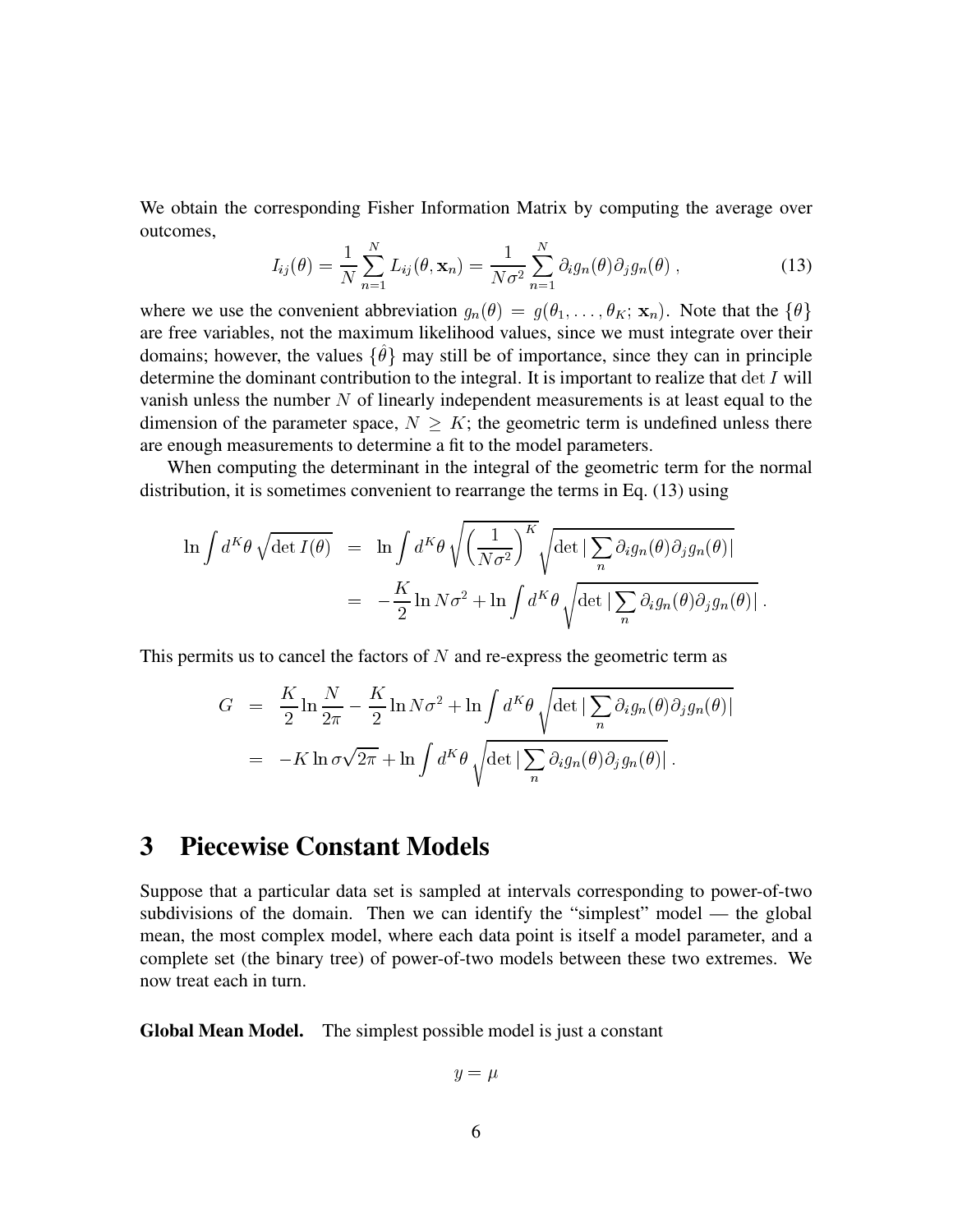We obtain the corresponding Fisher Information Matrix by computing the average over outcomes,

$$I_{ij}(\theta) = \frac{1}{N}\sum_{n=1}^{N} L_{ij}(\theta, \mathbf{x}_n) = \frac{1}{N\sigma^2}\sum_{n=1}^{N} \partial_i g_n(\theta)\partial_j g_n(\theta) \,, \tag{13}$$

where we use the convenient abbreviation $g_n(\theta) = g(\theta_1, \ldots, \theta_K; \mathbf{x}_n)$. Note that the $\{\theta\}$ are free variables, not the maximum likelihood values, since we must integrate over their domains; however, the values $\{\hat{\theta}\}$ may still be of importance, since they can in principle determine the dominant contribution to the integral. It is important to realize that $\det I$ will vanish unless the number $N$ of linearly independent measurements is at least equal to the dimension of the parameter space, $N \geq K$; the geometric term is undefined unless there are enough measurements to determine a fit to the model parameters.

When computing the determinant in the integral of the geometric term for the normal distribution, it is sometimes convenient to rearrange the terms in Eq. (13) using

$$\begin{aligned}
\ln \int d^K\theta \sqrt{\det I(\theta)} &= \ln \int d^K\theta \sqrt{\left(\frac{1}{N\sigma^2}\right)^K} \sqrt{\det|\sum_n \partial_i g_n(\theta)\partial_j g_n(\theta)|} \\
&= -\frac{K}{2}\ln N\sigma^2 + \ln \int d^K\theta \sqrt{\det|\sum_n \partial_i g_n(\theta)\partial_j g_n(\theta)|} \,.
\end{aligned}$$

This permits us to cancel the factors of $N$ and re-express the geometric term as

$$\begin{aligned}
G &= \frac{K}{2}\ln\frac{N}{2\pi} - \frac{K}{2}\ln N\sigma^2 + \ln \int d^K\theta \sqrt{\det|\sum_n \partial_i g_n(\theta)\partial_j g_n(\theta)|} \\
&= -K\ln\sigma\sqrt{2\pi} + \ln \int d^K\theta \sqrt{\det|\sum_n \partial_i g_n(\theta)\partial_j g_n(\theta)|} \,.
\end{aligned}$$

# 3 Piecewise Constant Models

Suppose that a particular data set is sampled at intervals corresponding to power-of-two subdivisions of the domain. Then we can identify the "simplest" model — the global mean, the most complex model, where each data point is itself a model parameter, and a complete set (the binary tree) of power-of-two models between these two extremes. We now treat each in turn.

**Global Mean Model.** The simplest possible model is just a constant

$$y = \mu$$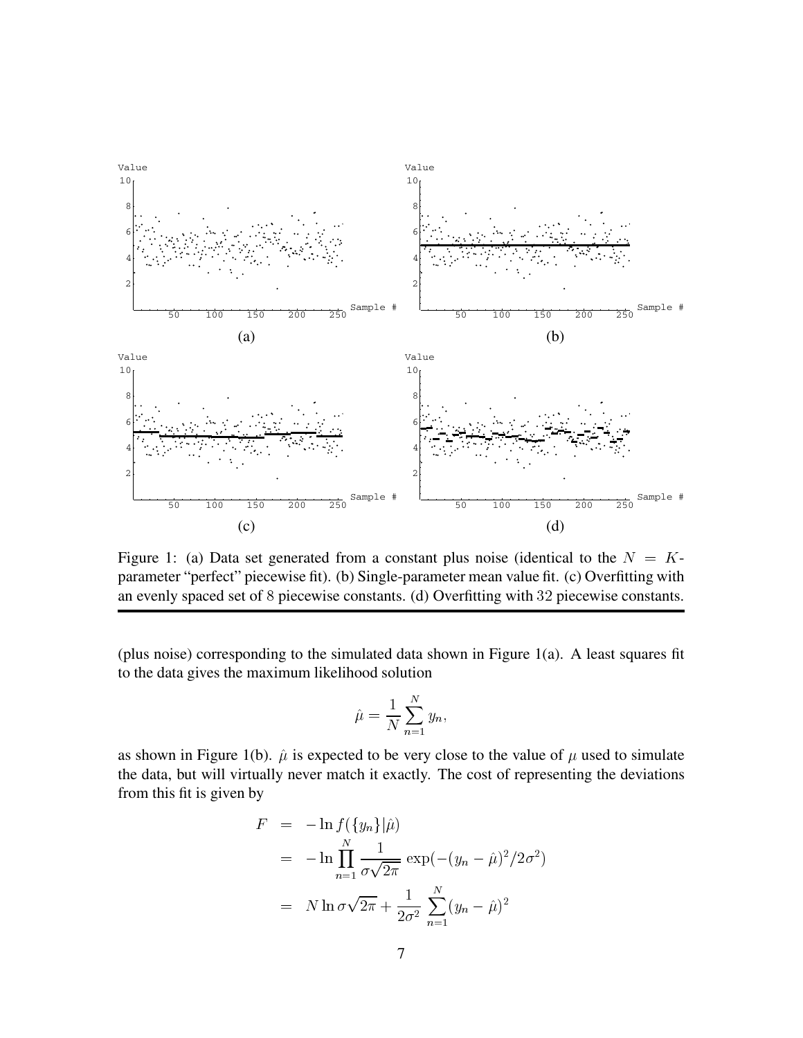Value
10
8
6
4
2
50 100 150 200 250 Sample #
(a)

Value
10
8
6
4
2
50 100 150 200 250 Sample #
(b)

Value
10
8
6
4
2
50 100 150 200 250 Sample #
(c)

Value
10
8
6
4
2
50 100 150 200 250 Sample #
(d)

Figure 1: (a) Data set generated from a constant plus noise (identical to the $N = K$-parameter "perfect" piecewise fit). (b) Single-parameter mean value fit. (c) Overfitting with an evenly spaced set of 8 piecewise constants. (d) Overfitting with 32 piecewise constants.

(plus noise) corresponding to the simulated data shown in Figure 1(a). A least squares fit to the data gives the maximum likelihood solution

$$\hat{\mu} = \frac{1}{N} \sum_{n=1}^{N} y_n,$$

as shown in Figure 1(b). $\hat{\mu}$ is expected to be very close to the value of $\mu$ used to simulate the data, but will virtually never match it exactly. The cost of representing the deviations from this fit is given by

$$\begin{aligned}
F &= -\ln f(\{y_n\}|\hat{\mu}) \\
&= -\ln \prod_{n=1}^{N} \frac{1}{\sigma\sqrt{2\pi}} \exp(-(y_n - \hat{\mu})^2/2\sigma^2) \\
&= N \ln \sigma\sqrt{2\pi} + \frac{1}{2\sigma^2} \sum_{n=1}^{N} (y_n - \hat{\mu})^2
\end{aligned}$$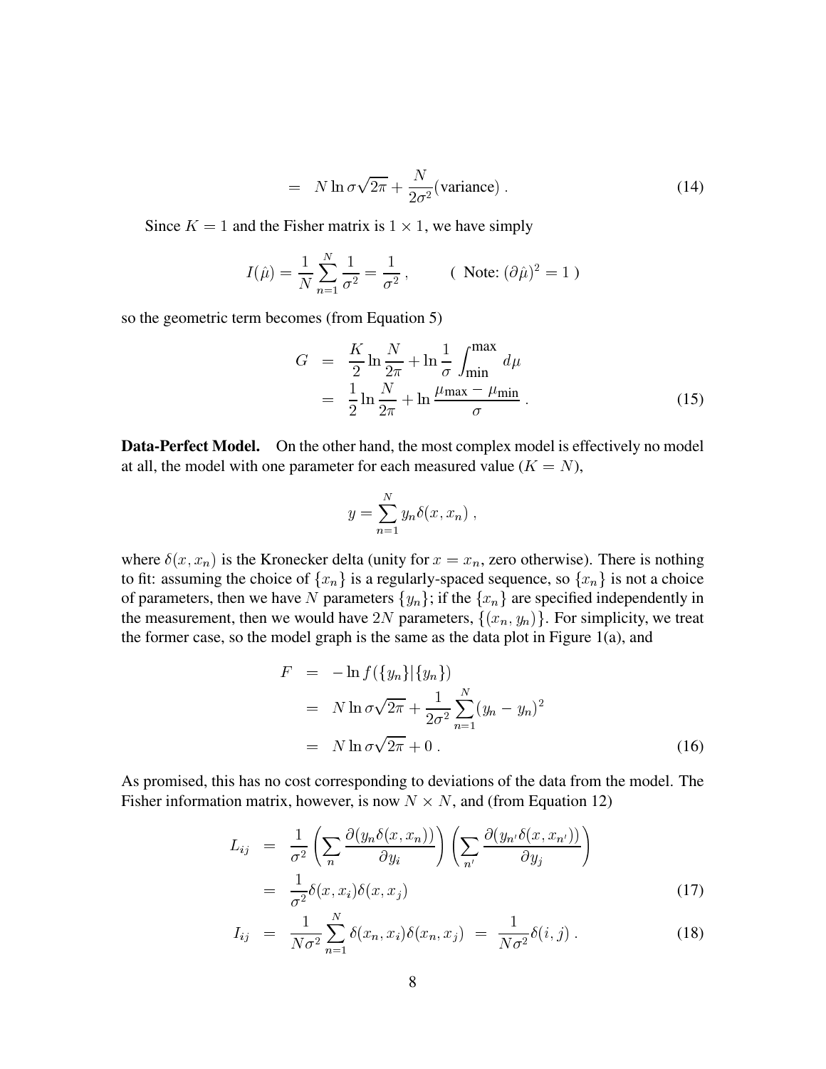$$= \quad N \ln \sigma\sqrt{2\pi} + \frac{N}{2\sigma^2}(\text{variance}) \; . \tag{14}$$

Since $K = 1$ and the Fisher matrix is $1 \times 1$, we have simply

$$I(\hat{\mu}) = \frac{1}{N}\sum_{n=1}^{N}\frac{1}{\sigma^2} = \frac{1}{\sigma^2} \; , \qquad (\text{ Note: } (\partial\hat{\mu})^2 = 1 \text{ })$$

so the geometric term becomes (from Equation 5)

$$\begin{aligned} G &= \frac{K}{2}\ln\frac{N}{2\pi} + \ln\frac{1}{\sigma}\int_{\text{min}}^{\text{max}} d\mu \\ &= \frac{1}{2}\ln\frac{N}{2\pi} + \ln\frac{\mu_{\text{max}} - \mu_{\text{min}}}{\sigma} \; . \end{aligned} \tag{15}$$

**Data-Perfect Model.** On the other hand, the most complex model is effectively no model at all, the model with one parameter for each measured value ($K = N$),

$$y = \sum_{n=1}^{N} y_n \delta(x, x_n) \; ,$$

where $\delta(x, x_n)$ is the Kronecker delta (unity for $x = x_n$, zero otherwise). There is nothing to fit: assuming the choice of $\{x_n\}$ is a regularly-spaced sequence, so $\{x_n\}$ is not a choice of parameters, then we have $N$ parameters $\{y_n\}$; if the $\{x_n\}$ are specified independently in the measurement, then we would have $2N$ parameters, $\{(x_n, y_n)\}$. For simplicity, we treat the former case, so the model graph is the same as the data plot in Figure 1(a), and

$$\begin{aligned} F &= -\ln f(\{y_n\}|\{y_n\}) \\ &= N\ln\sigma\sqrt{2\pi} + \frac{1}{2\sigma^2}\sum_{n=1}^{N}(y_n - y_n)^2 \\ &= N\ln\sigma\sqrt{2\pi} + 0 \; . \end{aligned} \tag{16}$$

As promised, this has no cost corresponding to deviations of the data from the model. The Fisher information matrix, however, is now $N \times N$, and (from Equation 12)

$$\begin{aligned} L_{ij} &= \frac{1}{\sigma^2}\left(\sum_n \frac{\partial(y_n\delta(x, x_n))}{\partial y_i}\right)\left(\sum_{n'} \frac{\partial(y_{n'}\delta(x, x_{n'}))}{\partial y_j}\right) \\ &= \frac{1}{\sigma^2}\delta(x, x_i)\delta(x, x_j) \end{aligned} \tag{17}$$

$$I_{ij} = \frac{1}{N\sigma^2}\sum_{n=1}^{N}\delta(x_n, x_i)\delta(x_n, x_j) \; = \; \frac{1}{N\sigma^2}\delta(i, j) \; . \tag{18}$$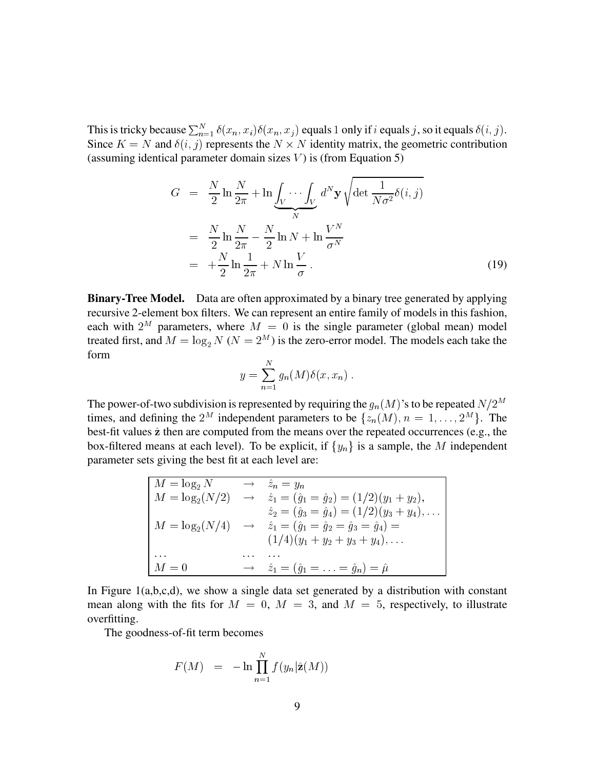This is tricky because $\sum_{n=1}^{N} \delta(x_n, x_i)\delta(x_n, x_j)$ equals 1 only if $i$ equals $j$, so it equals $\delta(i, j)$. Since $K = N$ and $\delta(i, j)$ represents the $N \times N$ identity matrix, the geometric contribution (assuming identical parameter domain sizes $V$) is (from Equation 5)

$$
\begin{aligned}
G &= \frac{N}{2} \ln \frac{N}{2\pi} + \ln \underbrace{\int_V \cdots \int_V}_{N} d^N \mathbf{y} \sqrt{\det \frac{1}{N\sigma^2} \delta(i, j)} \\
&= \frac{N}{2} \ln \frac{N}{2\pi} - \frac{N}{2} \ln N + \ln \frac{V^N}{\sigma^N} \\
&= +\frac{N}{2} \ln \frac{1}{2\pi} + N \ln \frac{V}{\sigma} . \qquad (19)
\end{aligned}
$$

**Binary-Tree Model.** Data are often approximated by a binary tree generated by applying recursive 2-element box filters. We can represent an entire family of models in this fashion, each with $2^M$ parameters, where $M = 0$ is the single parameter (global mean) model treated first, and $M = \log_2 N$ ($N = 2^M$) is the zero-error model. The models each take the form

$$
y = \sum_{n=1}^{N} g_n(M) \delta(x, x_n) .
$$

The power-of-two subdivision is represented by requiring the $g_n(M)$'s to be repeated $N/2^M$ times, and defining the $2^M$ independent parameters to be $\{z_n(M), n = 1, \ldots, 2^M\}$. The best-fit values $\hat{\mathbf{z}}$ then are computed from the means over the repeated occurrences (e.g., the box-filtered means at each level). To be explicit, if $\{y_n\}$ is a sample, the $M$ independent parameter sets giving the best fit at each level are:

| | | |
|---|---|---|
| $M = \log_2 N$ | $\rightarrow$ | $\hat{z}_n = y_n$ |
| $M = \log_2(N/2)$ | $\rightarrow$ | $\hat{z}_1 = (\hat{g}_1 = \hat{g}_2) = (1/2)(y_1 + y_2)$, |
| | | $\hat{z}_2 = (\hat{g}_3 = \hat{g}_4) = (1/2)(y_3 + y_4), \ldots$ |
| $M = \log_2(N/4)$ | $\rightarrow$ | $\hat{z}_1 = (\hat{g}_1 = \hat{g}_2 = \hat{g}_3 = \hat{g}_4) =$ |
| | | $(1/4)(y_1 + y_2 + y_3 + y_4), \ldots$ |
| $\ldots$ | $\ldots$ | $\ldots$ |
| $M = 0$ | $\rightarrow$ | $\hat{z}_1 = (\hat{g}_1 = \ldots = \hat{g}_n) = \hat{\mu}$ |

In Figure 1(a,b,c,d), we show a single data set generated by a distribution with constant mean along with the fits for $M = 0$, $M = 3$, and $M = 5$, respectively, to illustrate overfitting.

The goodness-of-fit term becomes

$$
F(M) = -\ln \prod_{n=1}^{N} f(y_n | \hat{\mathbf{z}}(M))
$$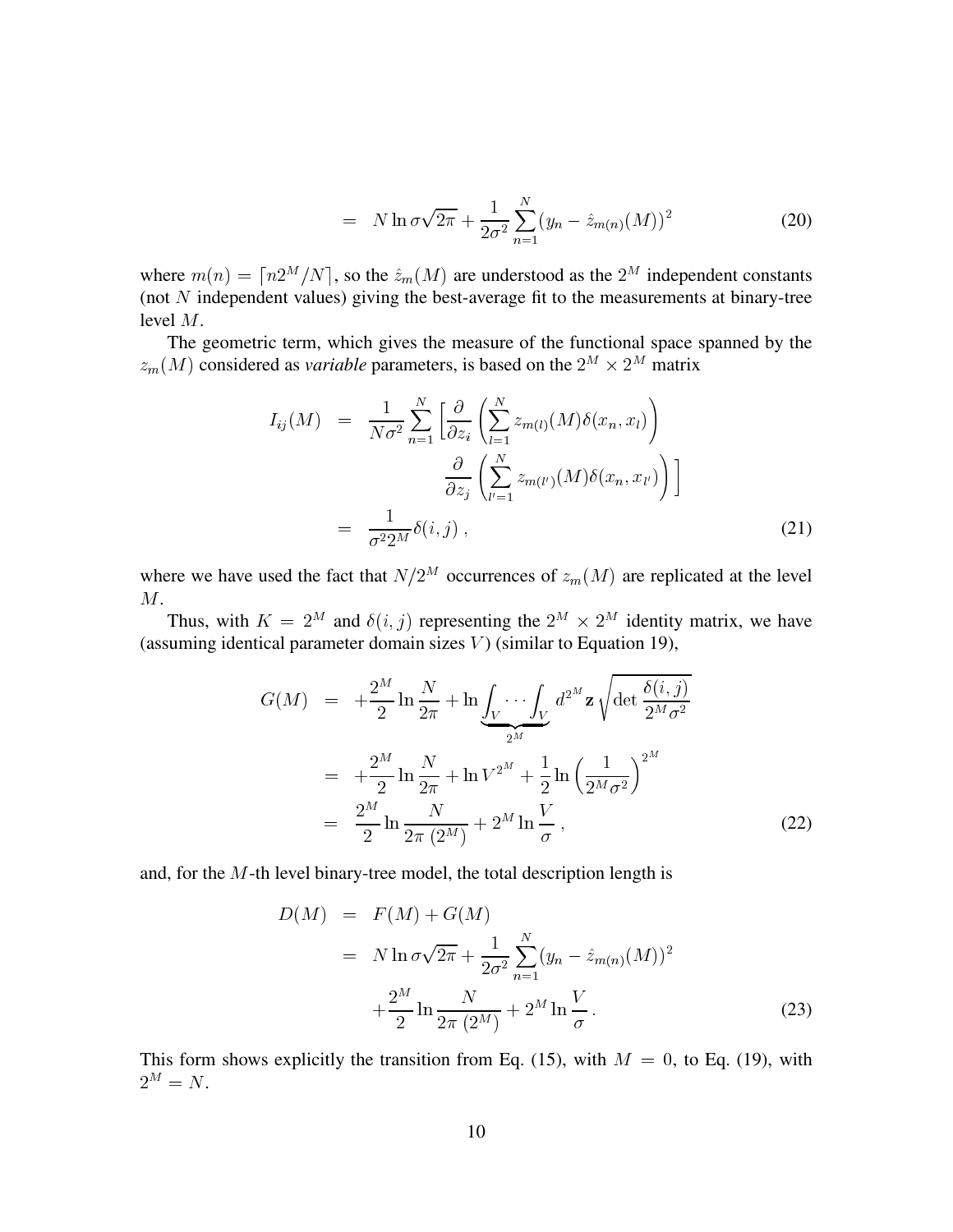$$= \quad N \ln \sigma\sqrt{2\pi} + \frac{1}{2\sigma^2}\sum_{n=1}^{N}(y_n - \hat{z}_{m(n)}(M))^2 \tag{20}$$

where $m(n) = \lceil n2^M/N \rceil$, so the $\hat{z}_m(M)$ are understood as the $2^M$ independent constants (not $N$ independent values) giving the best-average fit to the measurements at binary-tree level $M$.

The geometric term, which gives the measure of the functional space spanned by the $z_m(M)$ considered as *variable* parameters, is based on the $2^M \times 2^M$ matrix

$$\begin{aligned} I_{ij}(M) &= \frac{1}{N\sigma^2}\sum_{n=1}^{N}\Bigg[\frac{\partial}{\partial z_i}\left(\sum_{l=1}^{N} z_{m(l)}(M)\delta(x_n, x_l)\right) \\ &\qquad\qquad \frac{\partial}{\partial z_j}\left(\sum_{l'=1}^{N} z_{m(l')}(M)\delta(x_n, x_{l'})\right)\Bigg] \\ &= \frac{1}{\sigma^2 2^M}\delta(i,j)\,, \end{aligned} \tag{21}$$

where we have used the fact that $N/2^M$ occurrences of $z_m(M)$ are replicated at the level $M$.

Thus, with $K = 2^M$ and $\delta(i,j)$ representing the $2^M \times 2^M$ identity matrix, we have (assuming identical parameter domain sizes $V$) (similar to Equation 19),

$$\begin{aligned} G(M) &= +\frac{2^M}{2}\ln\frac{N}{2\pi} + \ln \underbrace{\int_V \cdots \int_V}_{2^M} d^{2^M}\mathbf{z}\sqrt{\det\frac{\delta(i,j)}{2^M\sigma^2}} \\ &= +\frac{2^M}{2}\ln\frac{N}{2\pi} + \ln V^{2^M} + \frac{1}{2}\ln\left(\frac{1}{2^M\sigma^2}\right)^{2^M} \\ &= \frac{2^M}{2}\ln\frac{N}{2\pi\,(2^M)} + 2^M \ln\frac{V}{\sigma}\,, \end{aligned} \tag{22}$$

and, for the $M$-th level binary-tree model, the total description length is

$$\begin{aligned} D(M) &= F(M) + G(M) \\ &= N\ln\sigma\sqrt{2\pi} + \frac{1}{2\sigma^2}\sum_{n=1}^{N}(y_n - \hat{z}_{m(n)}(M))^2 \\ &\quad + \frac{2^M}{2}\ln\frac{N}{2\pi\,(2^M)} + 2^M\ln\frac{V}{\sigma}\,. \end{aligned} \tag{23}$$

This form shows explicitly the transition from Eq. (15), with $M = 0$, to Eq. (19), with $2^M = N$.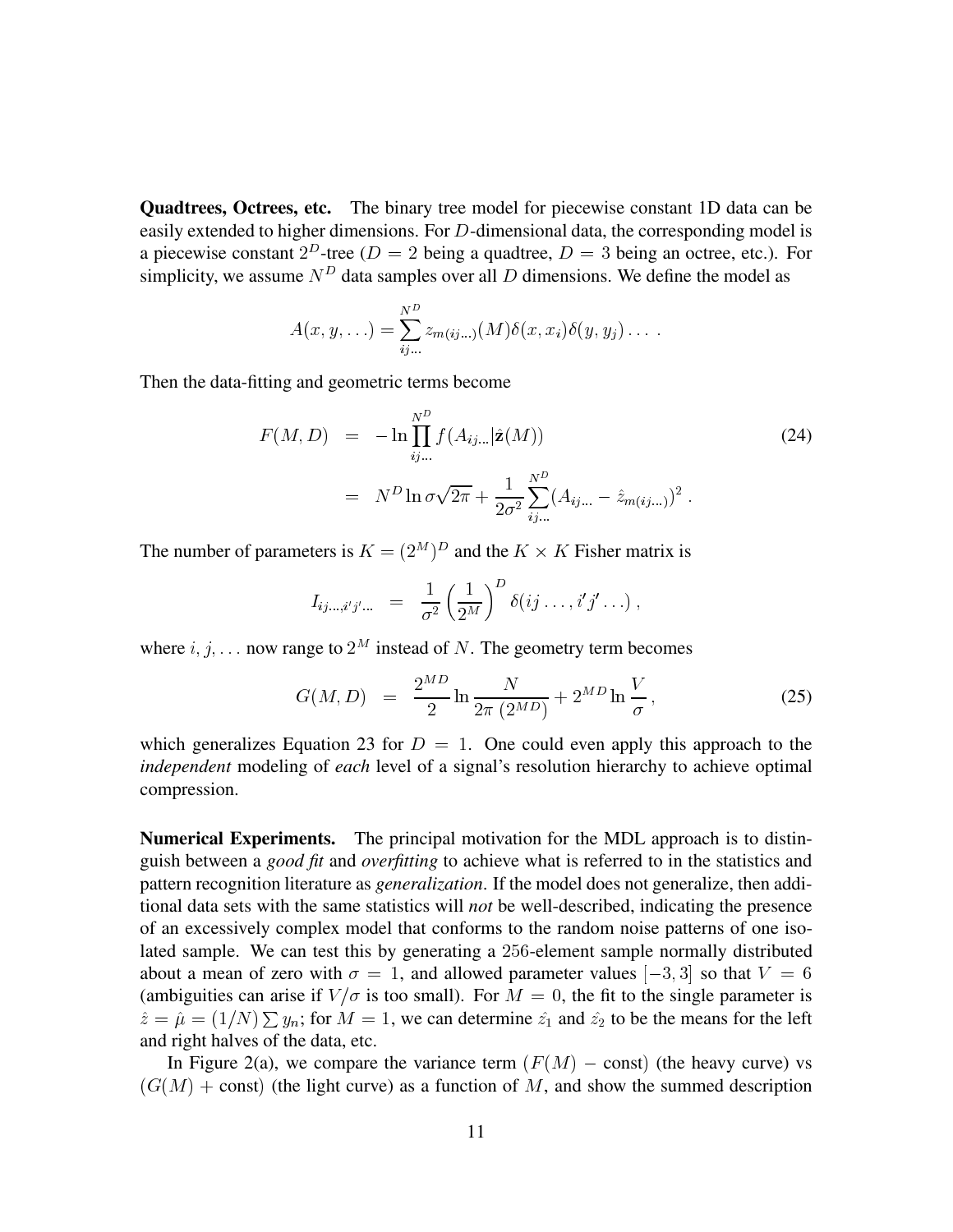**Quadtrees, Octrees, etc.** The binary tree model for piecewise constant 1D data can be easily extended to higher dimensions. For $D$-dimensional data, the corresponding model is a piecewise constant $2^D$-tree ($D = 2$ being a quadtree, $D = 3$ being an octree, etc.). For simplicity, we assume $N^D$ data samples over all $D$ dimensions. We define the model as

$$A(x, y, \ldots) = \sum_{ij\ldots}^{N^D} z_{m(ij\ldots)}(M)\delta(x, x_i)\delta(y, y_j)\ldots \ .$$

Then the data-fitting and geometric terms become

$$\begin{aligned} F(M, D) &= -\ln \prod_{ij\ldots}^{N^D} f(A_{ij\ldots}|\hat{\mathbf{z}}(M)) \\ &= N^D \ln \sigma\sqrt{2\pi} + \frac{1}{2\sigma^2}\sum_{ij\ldots}^{N^D}(A_{ij\ldots} - \hat{z}_{m(ij\ldots)})^2 \ . \end{aligned} \tag{24}$$

The number of parameters is $K = (2^M)^D$ and the $K \times K$ Fisher matrix is

$$I_{ij\ldots,i'j'\ldots} = \frac{1}{\sigma^2}\left(\frac{1}{2^M}\right)^D \delta(ij\ldots, i'j'\ldots) \ ,$$

where $i, j, \ldots$ now range to $2^M$ instead of $N$. The geometry term becomes

$$G(M, D) = \frac{2^{MD}}{2}\ln\frac{N}{2\pi\,(2^{MD})} + 2^{MD}\ln\frac{V}{\sigma} \ , \tag{25}$$

which generalizes Equation 23 for $D = 1$. One could even apply this approach to the *independent* modeling of *each* level of a signal's resolution hierarchy to achieve optimal compression.

**Numerical Experiments.** The principal motivation for the MDL approach is to distinguish between a *good fit* and *overfitting* to achieve what is referred to in the statistics and pattern recognition literature as *generalization*. If the model does not generalize, then additional data sets with the same statistics will *not* be well-described, indicating the presence of an excessively complex model that conforms to the random noise patterns of one isolated sample. We can test this by generating a 256-element sample normally distributed about a mean of zero with $\sigma = 1$, and allowed parameter values $[-3, 3]$ so that $V = 6$ (ambiguities can arise if $V/\sigma$ is too small). For $M = 0$, the fit to the single parameter is $\hat{z} = \hat{\mu} = (1/N)\sum y_n$; for $M = 1$, we can determine $\hat{z}_1$ and $\hat{z}_2$ to be the means for the left and right halves of the data, etc.

In Figure 2(a), we compare the variance term $(F(M) - \text{const})$ (the heavy curve) vs $(G(M) + \text{const})$ (the light curve) as a function of $M$, and show the summed description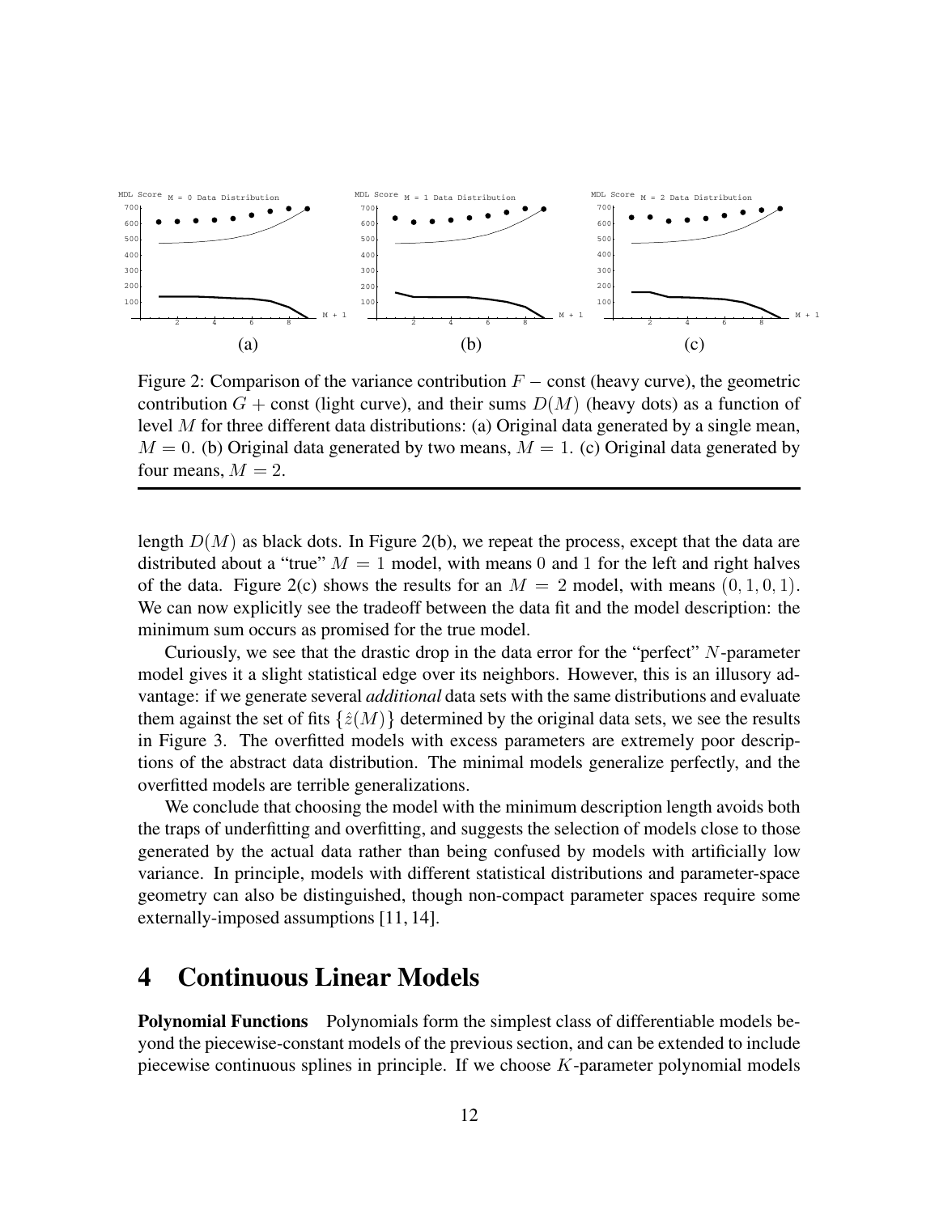MDL Score M = 0 Data Distribution

700
600
500
400
300
200
100

2 4 6 8 M + 1

MDL Score M = 1 Data Distribution

700
600
500
400
300
200
100

2 4 6 8 M + 1

MDL Score M = 2 Data Distribution

700
600
500
400
300
200
100

2 4 6 8 M + 1

(a) (b) (c)

Figure 2: Comparison of the variance contribution $F - \text{const}$ (heavy curve), the geometric contribution $G + \text{const}$ (light curve), and their sums $D(M)$ (heavy dots) as a function of level $M$ for three different data distributions: (a) Original data generated by a single mean, $M = 0$. (b) Original data generated by two means, $M = 1$. (c) Original data generated by four means, $M = 2$.

length $D(M)$ as black dots. In Figure 2(b), we repeat the process, except that the data are distributed about a "true" $M = 1$ model, with means $0$ and $1$ for the left and right halves of the data. Figure 2(c) shows the results for an $M = 2$ model, with means $(0, 1, 0, 1)$. We can now explicitly see the tradeoff between the data fit and the model description: the minimum sum occurs as promised for the true model.

Curiously, we see that the drastic drop in the data error for the "perfect" $N$-parameter model gives it a slight statistical edge over its neighbors. However, this is an illusory advantage: if we generate several *additional* data sets with the same distributions and evaluate them against the set of fits $\{\hat{z}(M)\}$ determined by the original data sets, we see the results in Figure 3. The overfitted models with excess parameters are extremely poor descriptions of the abstract data distribution. The minimal models generalize perfectly, and the overfitted models are terrible generalizations.

We conclude that choosing the model with the minimum description length avoids both the traps of underfitting and overfitting, and suggests the selection of models close to those generated by the actual data rather than being confused by models with artificially low variance. In principle, models with different statistical distributions and parameter-space geometry can also be distinguished, though non-compact parameter spaces require some externally-imposed assumptions [11, 14].

# 4 Continuous Linear Models

**Polynomial Functions** Polynomials form the simplest class of differentiable models beyond the piecewise-constant models of the previous section, and can be extended to include piecewise continuous splines in principle. If we choose $K$-parameter polynomial models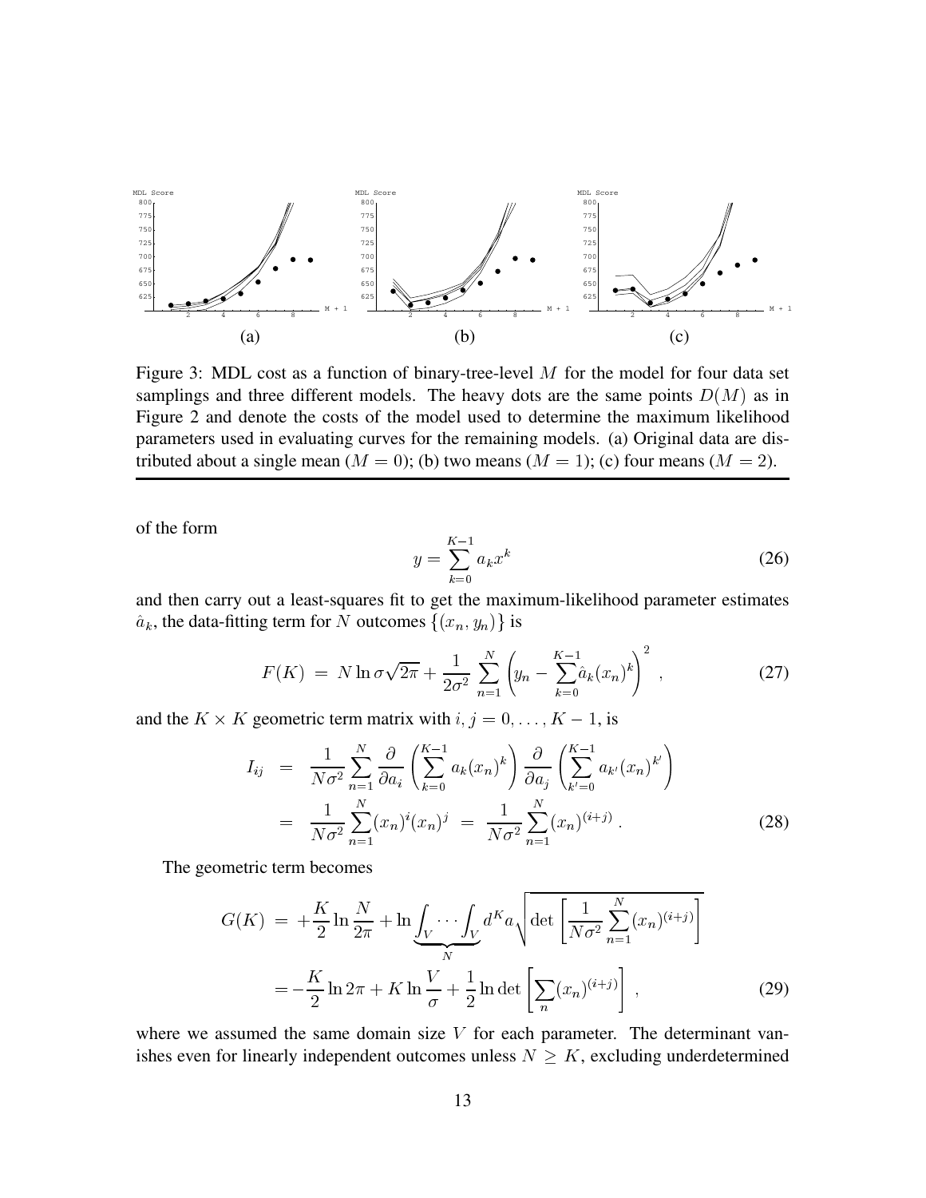Figure 3: MDL cost as a function of binary-tree-level $M$ for the model for four data set samplings and three different models. The heavy dots are the same points $D(M)$ as in Figure 2 and denote the costs of the model used to determine the maximum likelihood parameters used in evaluating curves for the remaining models. (a) Original data are distributed about a single mean ($M = 0$); (b) two means ($M = 1$); (c) four means ($M = 2$).

---

of the form

$$y = \sum_{k=0}^{K-1} a_k x^k \tag{26}$$

and then carry out a least-squares fit to get the maximum-likelihood parameter estimates $\hat{a}_k$, the data-fitting term for $N$ outcomes $\{(x_n, y_n)\}$ is

$$F(K) \; = \; N \ln \sigma\sqrt{2\pi} + \frac{1}{2\sigma^2} \sum_{n=1}^{N} \left( y_n - \sum_{k=0}^{K-1} \hat{a}_k (x_n)^k \right)^2 \; , \tag{27}$$

and the $K \times K$ geometric term matrix with $i, j = 0, \ldots, K-1$, is

$$\begin{aligned} I_{ij} \; &= \; \frac{1}{N\sigma^2} \sum_{n=1}^{N} \frac{\partial}{\partial a_i} \left( \sum_{k=0}^{K-1} a_k (x_n)^k \right) \frac{\partial}{\partial a_j} \left( \sum_{k'=0}^{K-1} a_{k'} (x_n)^{k'} \right) \\ &= \; \frac{1}{N\sigma^2} \sum_{n=1}^{N} (x_n)^i (x_n)^j \; = \; \frac{1}{N\sigma^2} \sum_{n=1}^{N} (x_n)^{(i+j)} \; . \end{aligned} \tag{28}$$

The geometric term becomes

$$\begin{aligned} G(K) \; &= \; + \frac{K}{2} \ln \frac{N}{2\pi} + \ln \underbrace{\int_V \cdots \int_V}_{N} d^K a \sqrt{\det \left[ \frac{1}{N\sigma^2} \sum_{n=1}^{N} (x_n)^{(i+j)} \right]} \\ &= -\frac{K}{2} \ln 2\pi + K \ln \frac{V}{\sigma} + \frac{1}{2} \ln \det \left[ \sum_n (x_n)^{(i+j)} \right] \; , \end{aligned} \tag{29}$$

where we assumed the same domain size $V$ for each parameter. The determinant vanishes even for linearly independent outcomes unless $N \geq K$, excluding underdetermined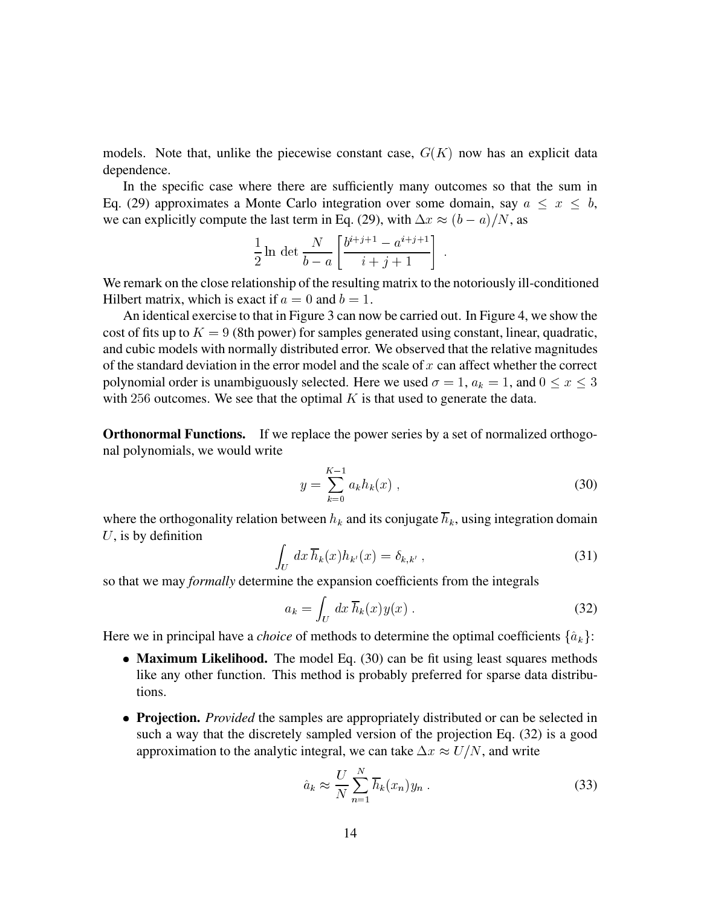models. Note that, unlike the piecewise constant case, $G(K)$ now has an explicit data dependence.

In the specific case where there are sufficiently many outcomes so that the sum in Eq. (29) approximates a Monte Carlo integration over some domain, say $a \le x \le b$, we can explicitly compute the last term in Eq. (29), with $\Delta x \approx (b-a)/N$, as

$$\frac{1}{2} \ln \det \frac{N}{b-a} \left[ \frac{b^{i+j+1} - a^{i+j+1}}{i+j+1} \right] .$$

We remark on the close relationship of the resulting matrix to the notoriously ill-conditioned Hilbert matrix, which is exact if $a = 0$ and $b = 1$.

An identical exercise to that in Figure 3 can now be carried out. In Figure 4, we show the cost of fits up to $K = 9$ (8th power) for samples generated using constant, linear, quadratic, and cubic models with normally distributed error. We observed that the relative magnitudes of the standard deviation in the error model and the scale of $x$ can affect whether the correct polynomial order is unambiguously selected. Here we used $\sigma = 1$, $a_k = 1$, and $0 \le x \le 3$ with 256 outcomes. We see that the optimal $K$ is that used to generate the data.

**Orthonormal Functions.** If we replace the power series by a set of normalized orthogonal polynomials, we would write

$$y = \sum_{k=0}^{K-1} a_k h_k(x) , \tag{30}$$

where the orthogonality relation between $h_k$ and its conjugate $\overline{h}_k$, using integration domain $U$, is by definition

$$\int_U dx \, \overline{h}_k(x) h_{k'}(x) = \delta_{k,k'} , \tag{31}$$

so that we may *formally* determine the expansion coefficients from the integrals

$$a_k = \int_U dx \, \overline{h}_k(x) y(x) . \tag{32}$$

Here we in principal have a *choice* of methods to determine the optimal coefficients $\{\hat{a}_k\}$:

- **Maximum Likelihood.** The model Eq. (30) can be fit using least squares methods like any other function. This method is probably preferred for sparse data distributions.

- **Projection.** *Provided* the samples are appropriately distributed or can be selected in such a way that the discretely sampled version of the projection Eq. (32) is a good approximation to the analytic integral, we can take $\Delta x \approx U/N$, and write

$$\hat{a}_k \approx \frac{U}{N} \sum_{n=1}^{N} \overline{h}_k(x_n) y_n . \tag{33}$$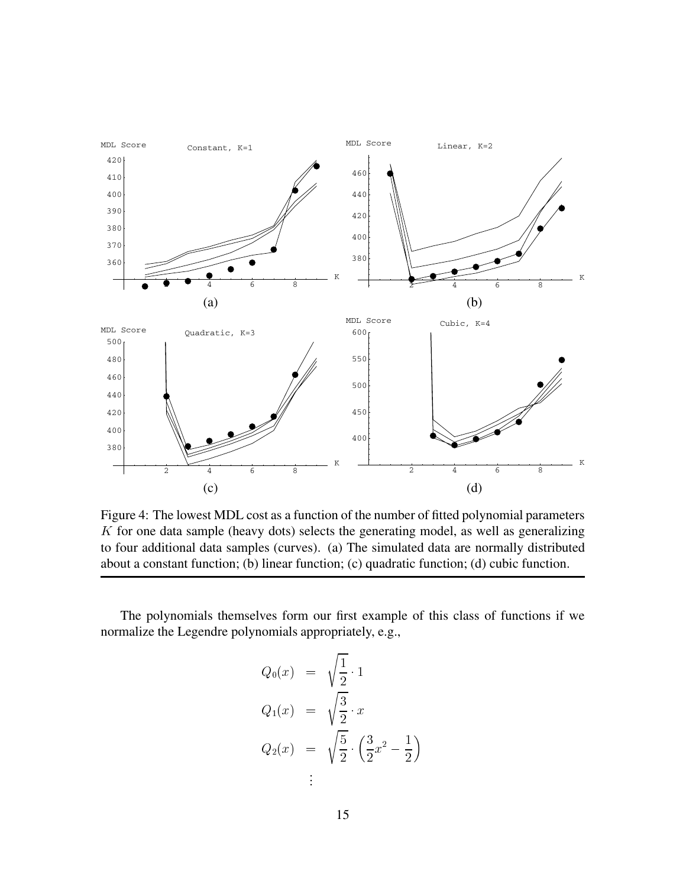MDL Score

Constant, K=1

420
410
400
390
380
370
360

2 4 6 8 K

(a)

MDL Score

Linear, K=2

460
440
420
400
380

2 4 6 8 K

(b)

MDL Score

Quadratic, K=3

500
480
460
440
420
400
380

2 4 6 8 K

(c)

MDL Score

Cubic, K=4

600
550
500
450
400

2 4 6 8 K

(d)

Figure 4: The lowest MDL cost as a function of the number of fitted polynomial parameters $K$ for one data sample (heavy dots) selects the generating model, as well as generalizing to four additional data samples (curves). (a) The simulated data are normally distributed about a constant function; (b) linear function; (c) quadratic function; (d) cubic function.

---

The polynomials themselves form our first example of this class of functions if we normalize the Legendre polynomials appropriately, e.g.,

$$
\begin{aligned}
Q_0(x) &= \sqrt{\frac{1}{2}} \cdot 1 \\
Q_1(x) &= \sqrt{\frac{3}{2}} \cdot x \\
Q_2(x) &= \sqrt{\frac{5}{2}} \cdot \left(\frac{3}{2}x^2 - \frac{1}{2}\right) \\
&\vdots
\end{aligned}
$$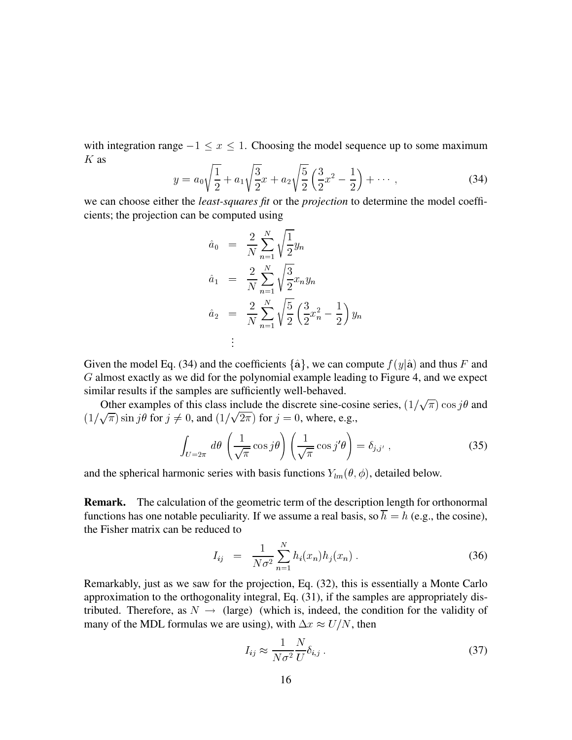with integration range $-1 \leq x \leq 1$. Choosing the model sequence up to some maximum $K$ as

$$y = a_0\sqrt{\frac{1}{2}} + a_1\sqrt{\frac{3}{2}}x + a_2\sqrt{\frac{5}{2}}\left(\frac{3}{2}x^2 - \frac{1}{2}\right) + \cdots \, , \tag{34}$$

we can choose either the *least-squares fit* or the *projection* to determine the model coefficients; the projection can be computed using

$$\begin{aligned}
\hat{a}_0 &= \frac{2}{N}\sum_{n=1}^{N}\sqrt{\frac{1}{2}}y_n \\
\hat{a}_1 &= \frac{2}{N}\sum_{n=1}^{N}\sqrt{\frac{3}{2}}x_n y_n \\
\hat{a}_2 &= \frac{2}{N}\sum_{n=1}^{N}\sqrt{\frac{5}{2}}\left(\frac{3}{2}x_n^2 - \frac{1}{2}\right)y_n \\
&\vdots
\end{aligned}$$

Given the model Eq. (34) and the coefficients $\{\hat{\mathbf{a}}\}$, we can compute $f(y|\hat{\mathbf{a}})$ and thus $F$ and $G$ almost exactly as we did for the polynomial example leading to Figure 4, and we expect similar results if the samples are sufficiently well-behaved.

Other examples of this class include the discrete sine-cosine series, $(1/\sqrt{\pi})\cos j\theta$ and $(1/\sqrt{\pi})\sin j\theta$ for $j \neq 0$, and $(1/\sqrt{2\pi})$ for $j = 0$, where, e.g.,

$$\int_{U=2\pi} d\theta \, \left(\frac{1}{\sqrt{\pi}}\cos j\theta\right)\left(\frac{1}{\sqrt{\pi}}\cos j'\theta\right) = \delta_{j,j'} \, , \tag{35}$$

and the spherical harmonic series with basis functions $Y_{lm}(\theta, \phi)$, detailed below.

**Remark.** The calculation of the geometric term of the description length for orthonormal functions has one notable peculiarity. If we assume a real basis, so $\overline{h} = h$ (e.g., the cosine), the Fisher matrix can be reduced to

$$I_{ij} \;=\; \frac{1}{N\sigma^2}\sum_{n=1}^{N} h_i(x_n)h_j(x_n) \, . \tag{36}$$

Remarkably, just as we saw for the projection, Eq. (32), this is essentially a Monte Carlo approximation to the orthogonality integral, Eq. (31), if the samples are appropriately distributed. Therefore, as $N \rightarrow$ (large) (which is, indeed, the condition for the validity of many of the MDL formulas we are using), with $\Delta x \approx U/N$, then

$$I_{ij} \approx \frac{1}{N\sigma^2}\frac{N}{U}\delta_{i,j} \, . \tag{37}$$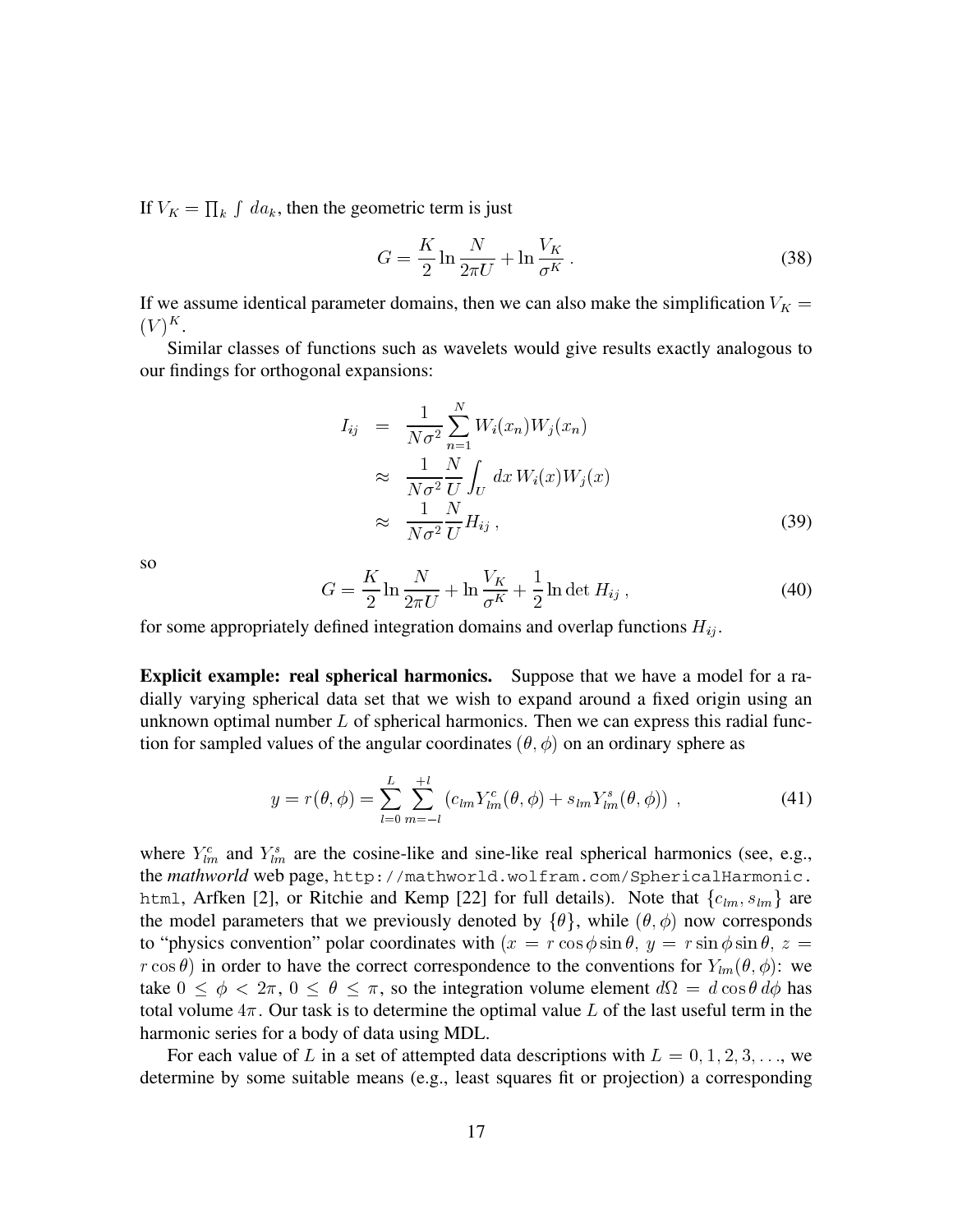If $V_K = \prod_k \int da_k$, then the geometric term is just

$$G = \frac{K}{2} \ln \frac{N}{2\pi U} + \ln \frac{V_K}{\sigma^K} \, . \tag{38}$$

If we assume identical parameter domains, then we can also make the simplification $V_K = (V)^K$.

Similar classes of functions such as wavelets would give results exactly analogous to our findings for orthogonal expansions:

$$\begin{aligned} I_{ij} &= \frac{1}{N\sigma^2} \sum_{n=1}^{N} W_i(x_n) W_j(x_n) \\ &\approx \frac{1}{N\sigma^2} \frac{N}{U} \int_U dx \, W_i(x) W_j(x) \\ &\approx \frac{1}{N\sigma^2} \frac{N}{U} H_{ij} \, , \end{aligned} \tag{39}$$

so

$$G = \frac{K}{2} \ln \frac{N}{2\pi U} + \ln \frac{V_K}{\sigma^K} + \frac{1}{2} \ln \det H_{ij} \, , \tag{40}$$

for some appropriately defined integration domains and overlap functions $H_{ij}$.

**Explicit example: real spherical harmonics.** Suppose that we have a model for a radially varying spherical data set that we wish to expand around a fixed origin using an unknown optimal number $L$ of spherical harmonics. Then we can express this radial function for sampled values of the angular coordinates $(\theta, \phi)$ on an ordinary sphere as

$$y = r(\theta, \phi) = \sum_{l=0}^{L} \sum_{m=-l}^{+l} \left( c_{lm} Y^c_{lm}(\theta, \phi) + s_{lm} Y^s_{lm}(\theta, \phi) \right) \, , \tag{41}$$

where $Y^c_{lm}$ and $Y^s_{lm}$ are the cosine-like and sine-like real spherical harmonics (see, e.g., the *mathworld* web page, `http://mathworld.wolfram.com/SphericalHarmonic.html`, Arfken [2], or Ritchie and Kemp [22] for full details). Note that $\{c_{lm}, s_{lm}\}$ are the model parameters that we previously denoted by $\{\theta\}$, while $(\theta, \phi)$ now corresponds to "physics convention" polar coordinates with $(x = r \cos\phi \sin\theta, \; y = r \sin\phi \sin\theta, \; z = r \cos\theta)$ in order to have the correct correspondence to the conventions for $Y_{lm}(\theta, \phi)$: we take $0 \leq \phi < 2\pi$, $0 \leq \theta \leq \pi$, so the integration volume element $d\Omega = d\cos\theta \, d\phi$ has total volume $4\pi$. Our task is to determine the optimal value $L$ of the last useful term in the harmonic series for a body of data using MDL.

For each value of $L$ in a set of attempted data descriptions with $L = 0, 1, 2, 3, \ldots$, we determine by some suitable means (e.g., least squares fit or projection) a corresponding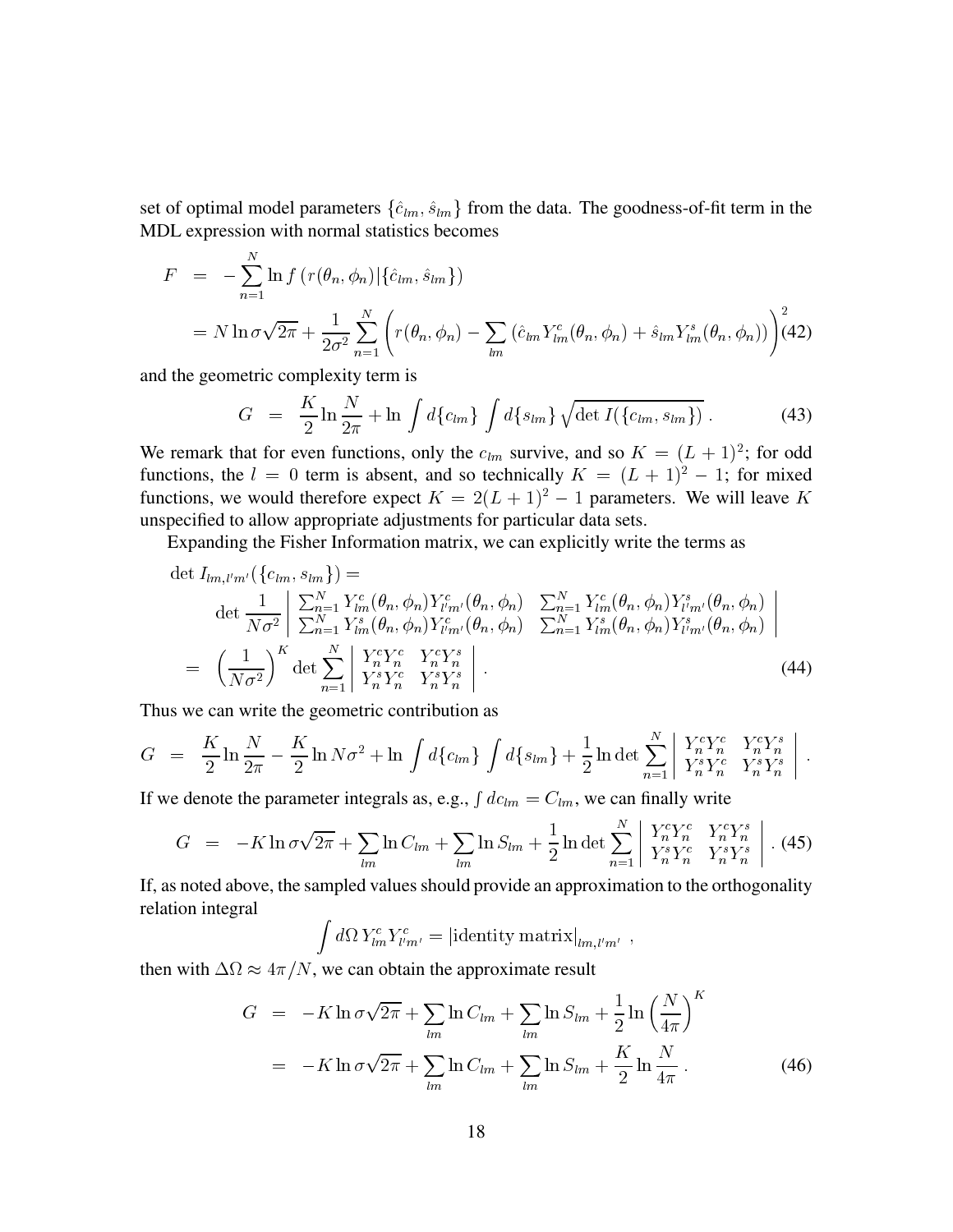set of optimal model parameters $\{\hat{c}_{lm}, \hat{s}_{lm}\}$ from the data. The goodness-of-fit term in the MDL expression with normal statistics becomes

$$
\begin{aligned}
F &= -\sum_{n=1}^{N} \ln f\left(r(\theta_n, \phi_n) | \{\hat{c}_{lm}, \hat{s}_{lm}\}\right) \\
&= N \ln \sigma\sqrt{2\pi} + \frac{1}{2\sigma^2} \sum_{n=1}^{N} \left( r(\theta_n, \phi_n) - \sum_{lm} \left( \hat{c}_{lm} Y^c_{lm}(\theta_n, \phi_n) + \hat{s}_{lm} Y^s_{lm}(\theta_n, \phi_n) \right) \right)^2 \quad (42)
\end{aligned}
$$

and the geometric complexity term is

$$
G = \frac{K}{2} \ln \frac{N}{2\pi} + \ln \int d\{c_{lm}\} \int d\{s_{lm}\} \sqrt{\det I(\{c_{lm}, s_{lm}\})} \,. \quad (43)
$$

We remark that for even functions, only the $c_{lm}$ survive, and so $K = (L+1)^2$; for odd functions, the $l = 0$ term is absent, and so technically $K = (L+1)^2 - 1$; for mixed functions, we would therefore expect $K = 2(L+1)^2 - 1$ parameters. We will leave $K$ unspecified to allow appropriate adjustments for particular data sets.

Expanding the Fisher Information matrix, we can explicitly write the terms as

$$
\begin{aligned}
&\det I_{lm,l'm'}(\{c_{lm}, s_{lm}\}) = \\
&\qquad \det \frac{1}{N\sigma^2} \begin{vmatrix} \sum_{n=1}^{N} Y^c_{lm}(\theta_n, \phi_n) Y^c_{l'm'}(\theta_n, \phi_n) & \sum_{n=1}^{N} Y^c_{lm}(\theta_n, \phi_n) Y^s_{l'm'}(\theta_n, \phi_n) \\ \sum_{n=1}^{N} Y^s_{lm}(\theta_n, \phi_n) Y^c_{l'm'}(\theta_n, \phi_n) & \sum_{n=1}^{N} Y^s_{lm}(\theta_n, \phi_n) Y^s_{l'm'}(\theta_n, \phi_n) \end{vmatrix} \\
&= \left( \frac{1}{N\sigma^2} \right)^K \det \sum_{n=1}^{N} \begin{vmatrix} Y^c_n Y^c_n & Y^c_n Y^s_n \\ Y^s_n Y^c_n & Y^s_n Y^s_n \end{vmatrix} \,. \quad (44)
\end{aligned}
$$

Thus we can write the geometric contribution as

$$
G = \frac{K}{2} \ln \frac{N}{2\pi} - \frac{K}{2} \ln N\sigma^2 + \ln \int d\{c_{lm}\} \int d\{s_{lm}\} + \frac{1}{2} \ln \det \sum_{n=1}^{N} \begin{vmatrix} Y^c_n Y^c_n & Y^c_n Y^s_n \\ Y^s_n Y^c_n & Y^s_n Y^s_n \end{vmatrix} \,.
$$

If we denote the parameter integrals as, e.g., $\int dc_{lm} = C_{lm}$, we can finally write

$$
G = -K \ln \sigma\sqrt{2\pi} + \sum_{lm} \ln C_{lm} + \sum_{lm} \ln S_{lm} + \frac{1}{2} \ln \det \sum_{n=1}^{N} \begin{vmatrix} Y^c_n Y^c_n & Y^c_n Y^s_n \\ Y^s_n Y^c_n & Y^s_n Y^s_n \end{vmatrix} \,. \quad (45)
$$

If, as noted above, the sampled values should provide an approximation to the orthogonality relation integral

$$
\int d\Omega \, Y^c_{lm} Y^c_{l'm'} = |\text{identity matrix}|_{lm,l'm'} \,,
$$

then with $\Delta\Omega \approx 4\pi/N$, we can obtain the approximate result

$$
\begin{aligned}
G &= -K \ln \sigma\sqrt{2\pi} + \sum_{lm} \ln C_{lm} + \sum_{lm} \ln S_{lm} + \frac{1}{2} \ln \left( \frac{N}{4\pi} \right)^K \\
&= -K \ln \sigma\sqrt{2\pi} + \sum_{lm} \ln C_{lm} + \sum_{lm} \ln S_{lm} + \frac{K}{2} \ln \frac{N}{4\pi} \,. \quad (46)
\end{aligned}
$$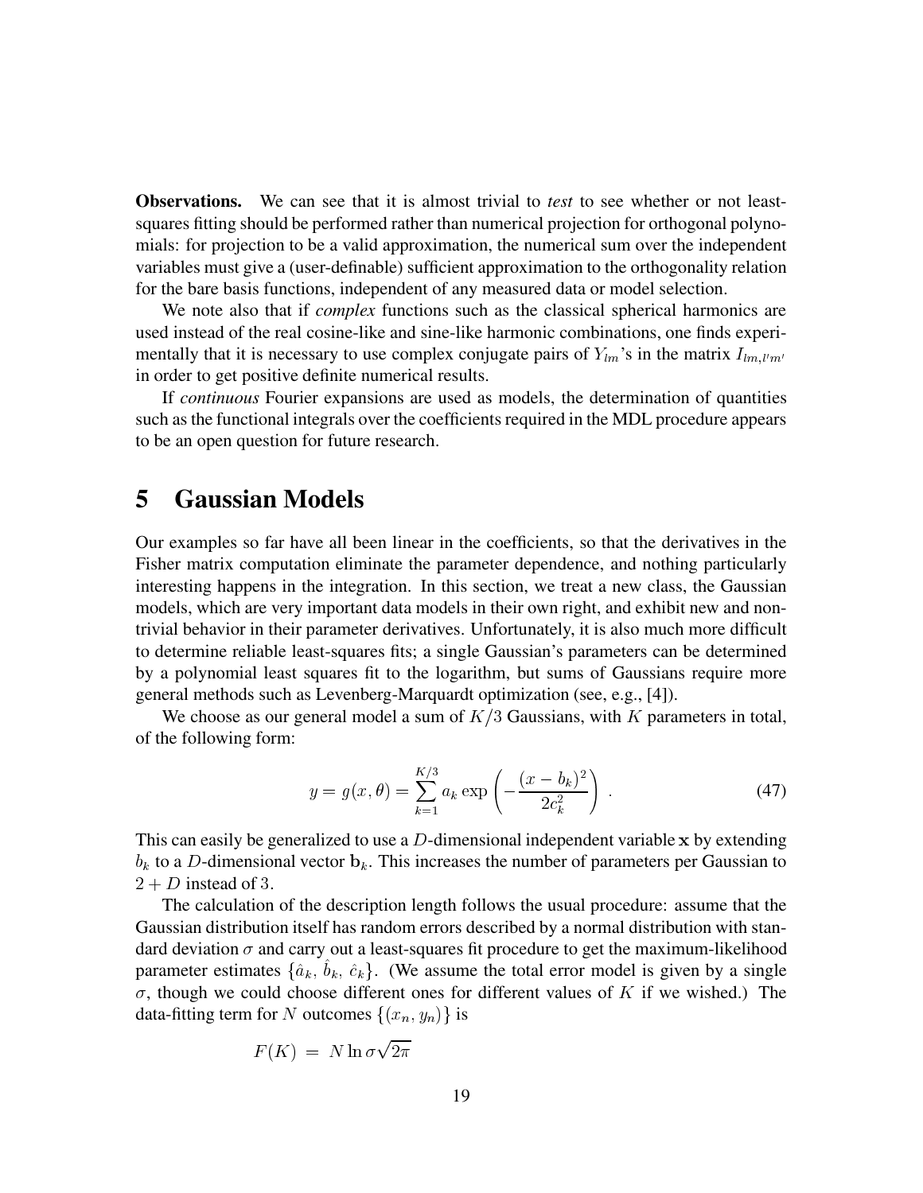**Observations.** We can see that it is almost trivial to *test* to see whether or not least-squares fitting should be performed rather than numerical projection for orthogonal polynomials: for projection to be a valid approximation, the numerical sum over the independent variables must give a (user-definable) sufficient approximation to the orthogonality relation for the bare basis functions, independent of any measured data or model selection.

We note also that if *complex* functions such as the classical spherical harmonics are used instead of the real cosine-like and sine-like harmonic combinations, one finds experimentally that it is necessary to use complex conjugate pairs of $Y_{lm}$'s in the matrix $I_{lm,l'm'}$ in order to get positive definite numerical results.

If *continuous* Fourier expansions are used as models, the determination of quantities such as the functional integrals over the coefficients required in the MDL procedure appears to be an open question for future research.

# 5 Gaussian Models

Our examples so far have all been linear in the coefficients, so that the derivatives in the Fisher matrix computation eliminate the parameter dependence, and nothing particularly interesting happens in the integration. In this section, we treat a new class, the Gaussian models, which are very important data models in their own right, and exhibit new and non-trivial behavior in their parameter derivatives. Unfortunately, it is also much more difficult to determine reliable least-squares fits; a single Gaussian's parameters can be determined by a polynomial least squares fit to the logarithm, but sums of Gaussians require more general methods such as Levenberg-Marquardt optimization (see, e.g., [4]).

We choose as our general model a sum of $K/3$ Gaussians, with $K$ parameters in total, of the following form:

$$y = g(x, \theta) = \sum_{k=1}^{K/3} a_k \exp\left(-\frac{(x - b_k)^2}{2c_k^2}\right) . \tag{47}$$

This can easily be generalized to use a $D$-dimensional independent variable $\mathbf{x}$ by extending $b_k$ to a $D$-dimensional vector $\mathbf{b}_k$. This increases the number of parameters per Gaussian to $2 + D$ instead of $3$.

The calculation of the description length follows the usual procedure: assume that the Gaussian distribution itself has random errors described by a normal distribution with standard deviation $\sigma$ and carry out a least-squares fit procedure to get the maximum-likelihood parameter estimates $\{\hat{a}_k, \hat{b}_k, \hat{c}_k\}$. (We assume the total error model is given by a single $\sigma$, though we could choose different ones for different values of $K$ if we wished.) The data-fitting term for $N$ outcomes $\{(x_n, y_n)\}$ is

$$F(K) = N \ln \sigma\sqrt{2\pi}$$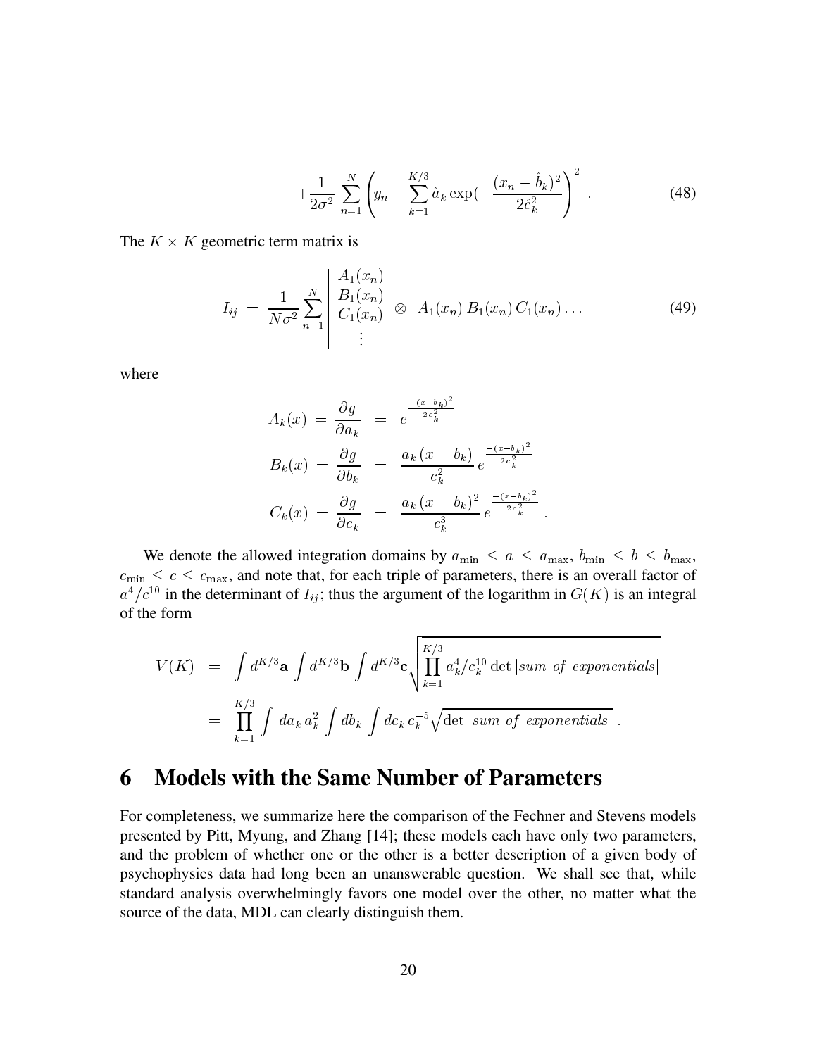$$+\frac{1}{2\sigma^2}\sum_{n=1}^{N}\left(y_n - \sum_{k=1}^{K/3}\hat{a}_k \exp(-\frac{(x_n-\hat{b}_k)^2}{2\hat{c}_k^2}\right)^2 . \tag{48}$$

The $K \times K$ geometric term matrix is

$$I_{ij} \;=\; \frac{1}{N\sigma^2}\sum_{n=1}^{N}\left| \begin{array}{c} A_1(x_n) \\ B_1(x_n) \\ C_1(x_n) \\ \vdots \end{array} \;\otimes\; A_1(x_n)\, B_1(x_n)\, C_1(x_n) \ldots \right| \tag{49}$$

where

$$\begin{aligned}
A_k(x) \;=\; \frac{\partial g}{\partial a_k} \;&=\; e^{\frac{-(x-b_k)^2}{2c_k^2}} \\
B_k(x) \;=\; \frac{\partial g}{\partial b_k} \;&=\; \frac{a_k\,(x-b_k)}{c_k^2}\, e^{\frac{-(x-b_k)^2}{2c_k^2}} \\
C_k(x) \;=\; \frac{\partial g}{\partial c_k} \;&=\; \frac{a_k\,(x-b_k)^2}{c_k^3}\, e^{\frac{-(x-b_k)^2}{2c_k^2}} \; .
\end{aligned}$$

We denote the allowed integration domains by $a_{\min} \le a \le a_{\max}$, $b_{\min} \le b \le b_{\max}$, $c_{\min} \le c \le c_{\max}$, and note that, for each triple of parameters, there is an overall factor of $a^4/c^{10}$ in the determinant of $I_{ij}$; thus the argument of the logarithm in $G(K)$ is an integral of the form

$$\begin{aligned}
V(K) \;&=\; \int d^{K/3}\mathbf{a} \int d^{K/3}\mathbf{b} \int d^{K/3}\mathbf{c} \sqrt{\prod_{k=1}^{K/3} a_k^4/c_k^{10} \det |\mathit{sum\ of\ exponentials}|} \\
&=\; \prod_{k=1}^{K/3} \int da_k\, a_k^2 \int db_k \int dc_k\, c_k^{-5} \sqrt{\det |\mathit{sum\ of\ exponentials}|} \; .
\end{aligned}$$

# 6 Models with the Same Number of Parameters

For completeness, we summarize here the comparison of the Fechner and Stevens models presented by Pitt, Myung, and Zhang [14]; these models each have only two parameters, and the problem of whether one or the other is a better description of a given body of psychophysics data had long been an unanswerable question. We shall see that, while standard analysis overwhelmingly favors one model over the other, no matter what the source of the data, MDL can clearly distinguish them.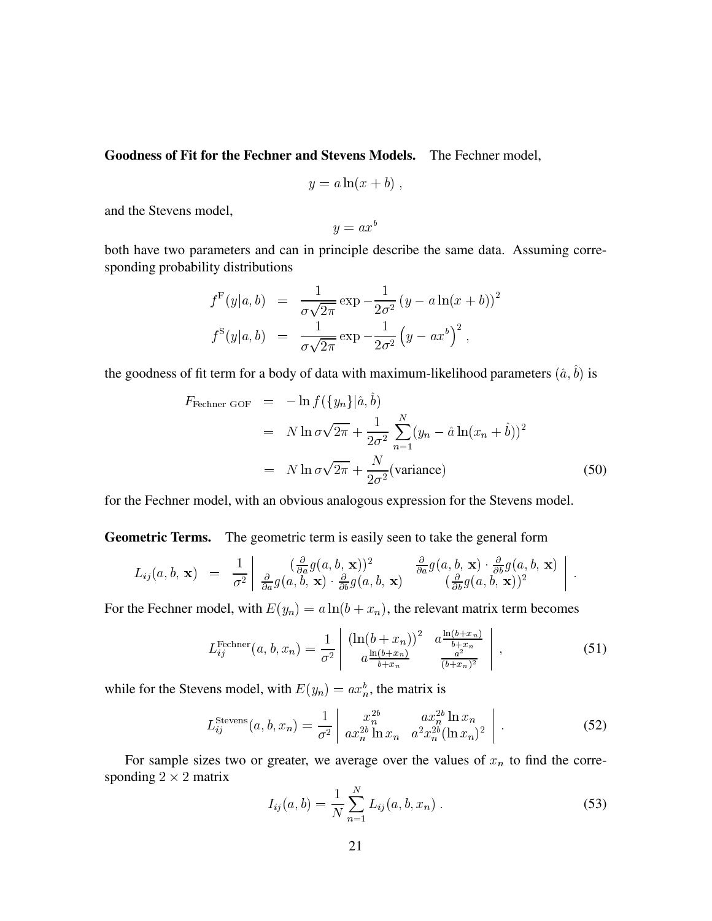**Goodness of Fit for the Fechner and Stevens Models.** The Fechner model,

$$y = a \ln(x + b) \ ,$$

and the Stevens model,

$$y = ax^b$$

both have two parameters and can in principle describe the same data. Assuming corresponding probability distributions

$$\begin{aligned}
f^{\mathrm{F}}(y|a,b) &= \frac{1}{\sigma\sqrt{2\pi}} \exp -\frac{1}{2\sigma^2} \left(y - a\ln(x+b)\right)^2 \\
f^{\mathrm{S}}(y|a,b) &= \frac{1}{\sigma\sqrt{2\pi}} \exp -\frac{1}{2\sigma^2} \left(y - ax^b\right)^2 ,
\end{aligned}$$

the goodness of fit term for a body of data with maximum-likelihood parameters $(\hat{a}, \hat{b})$ is

$$\begin{aligned}
F_{\text{Fechner GOF}} &= -\ln f(\{y_n\}|\hat{a},\hat{b}) \\
&= N \ln \sigma\sqrt{2\pi} + \frac{1}{2\sigma^2} \sum_{n=1}^{N} (y_n - \hat{a}\ln(x_n + \hat{b}))^2 \\
&= N \ln \sigma\sqrt{2\pi} + \frac{N}{2\sigma^2}(\text{variance})
\end{aligned} \tag{50}$$

for the Fechner model, with an obvious analogous expression for the Stevens model.

**Geometric Terms.** The geometric term is easily seen to take the general form

$$L_{ij}(a, b, \mathbf{x}) = \frac{1}{\sigma^2} \left| \begin{array}{cc} (\frac{\partial}{\partial a} g(a, b, \mathbf{x}))^2 & \frac{\partial}{\partial a} g(a, b, \mathbf{x}) \cdot \frac{\partial}{\partial b} g(a, b, \mathbf{x}) \\ \frac{\partial}{\partial a} g(a, b, \mathbf{x}) \cdot \frac{\partial}{\partial b} g(a, b, \mathbf{x}) & (\frac{\partial}{\partial b} g(a, b, \mathbf{x}))^2 \end{array} \right| .$$

For the Fechner model, with $E(y_n) = a\ln(b + x_n)$, the relevant matrix term becomes

$$L_{ij}^{\text{Fechner}}(a, b, x_n) = \frac{1}{\sigma^2} \left| \begin{array}{cc} (\ln(b + x_n))^2 & a\frac{\ln(b+x_n)}{b+x_n} \\ a\frac{\ln(b+x_n)}{b+x_n} & \frac{a^2}{(b+x_n)^2} \end{array} \right| , \tag{51}$$

while for the Stevens model, with $E(y_n) = ax_n^b$, the matrix is

$$L_{ij}^{\text{Stevens}}(a, b, x_n) = \frac{1}{\sigma^2} \left| \begin{array}{cc} x_n^{2b} & ax_n^{2b}\ln x_n \\ ax_n^{2b}\ln x_n & a^2 x_n^{2b}(\ln x_n)^2 \end{array} \right| . \tag{52}$$

For sample sizes two or greater, we average over the values of $x_n$ to find the corresponding $2 \times 2$ matrix

$$I_{ij}(a, b) = \frac{1}{N} \sum_{n=1}^{N} L_{ij}(a, b, x_n) \ . \tag{53}$$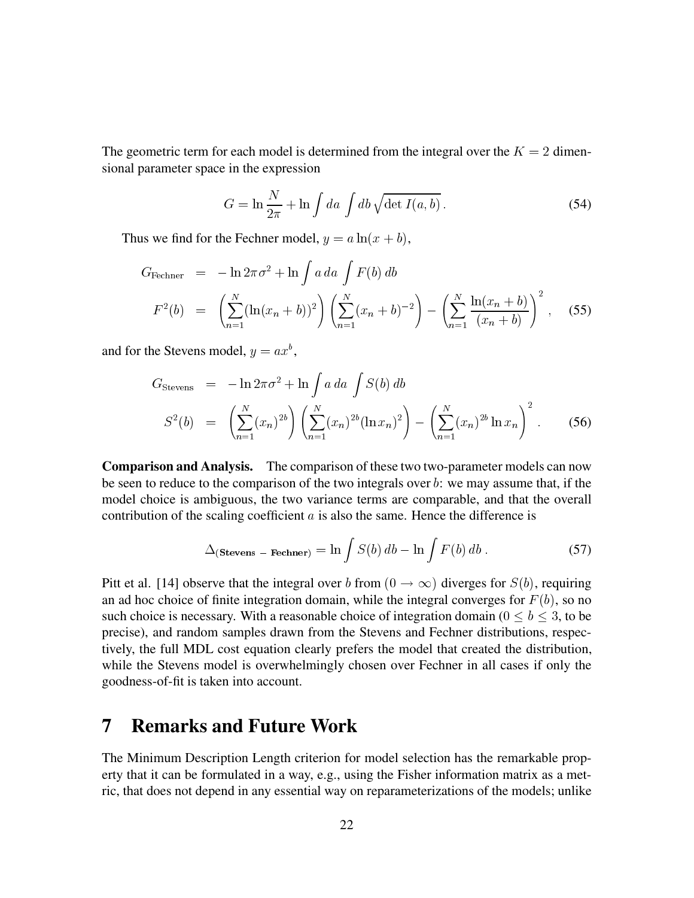The geometric term for each model is determined from the integral over the $K = 2$ dimensional parameter space in the expression

$$G = \ln \frac{N}{2\pi} + \ln \int da \int db \sqrt{\det I(a, b)} \,. \tag{54}$$

Thus we find for the Fechner model, $y = a \ln(x + b)$,

$$\begin{aligned} G_{\text{Fechner}} &= -\ln 2\pi\sigma^2 + \ln \int a \, da \int F(b) \, db \\ F^2(b) &= \left( \sum_{n=1}^{N} (\ln(x_n + b))^2 \right) \left( \sum_{n=1}^{N} (x_n + b)^{-2} \right) - \left( \sum_{n=1}^{N} \frac{\ln(x_n + b)}{(x_n + b)} \right)^2 , \end{aligned} \tag{55}$$

and for the Stevens model, $y = ax^b$,

$$\begin{aligned} G_{\text{Stevens}} &= -\ln 2\pi\sigma^2 + \ln \int a \, da \int S(b) \, db \\ S^2(b) &= \left( \sum_{n=1}^{N} (x_n)^{2b} \right) \left( \sum_{n=1}^{N} (x_n)^{2b} (\ln x_n)^2 \right) - \left( \sum_{n=1}^{N} (x_n)^{2b} \ln x_n \right)^2 . \end{aligned} \tag{56}$$

**Comparison and Analysis.** The comparison of these two two-parameter models can now be seen to reduce to the comparison of the two integrals over $b$: we may assume that, if the model choice is ambiguous, the two variance terms are comparable, and that the overall contribution of the scaling coefficient $a$ is also the same. Hence the difference is

$$\Delta_{(\textbf{Stevens} \,-\, \textbf{Fechner})} = \ln \int S(b) \, db - \ln \int F(b) \, db \,. \tag{57}$$

Pitt et al. [14] observe that the integral over $b$ from $(0 \rightarrow \infty)$ diverges for $S(b)$, requiring an ad hoc choice of finite integration domain, while the integral converges for $F(b)$, so no such choice is necessary. With a reasonable choice of integration domain ($0 \leq b \leq 3$, to be precise), and random samples drawn from the Stevens and Fechner distributions, respectively, the full MDL cost equation clearly prefers the model that created the distribution, while the Stevens model is overwhelmingly chosen over Fechner in all cases if only the goodness-of-fit is taken into account.

# 7 Remarks and Future Work

The Minimum Description Length criterion for model selection has the remarkable property that it can be formulated in a way, e.g., using the Fisher information matrix as a metric, that does not depend in any essential way on reparameterizations of the models; unlike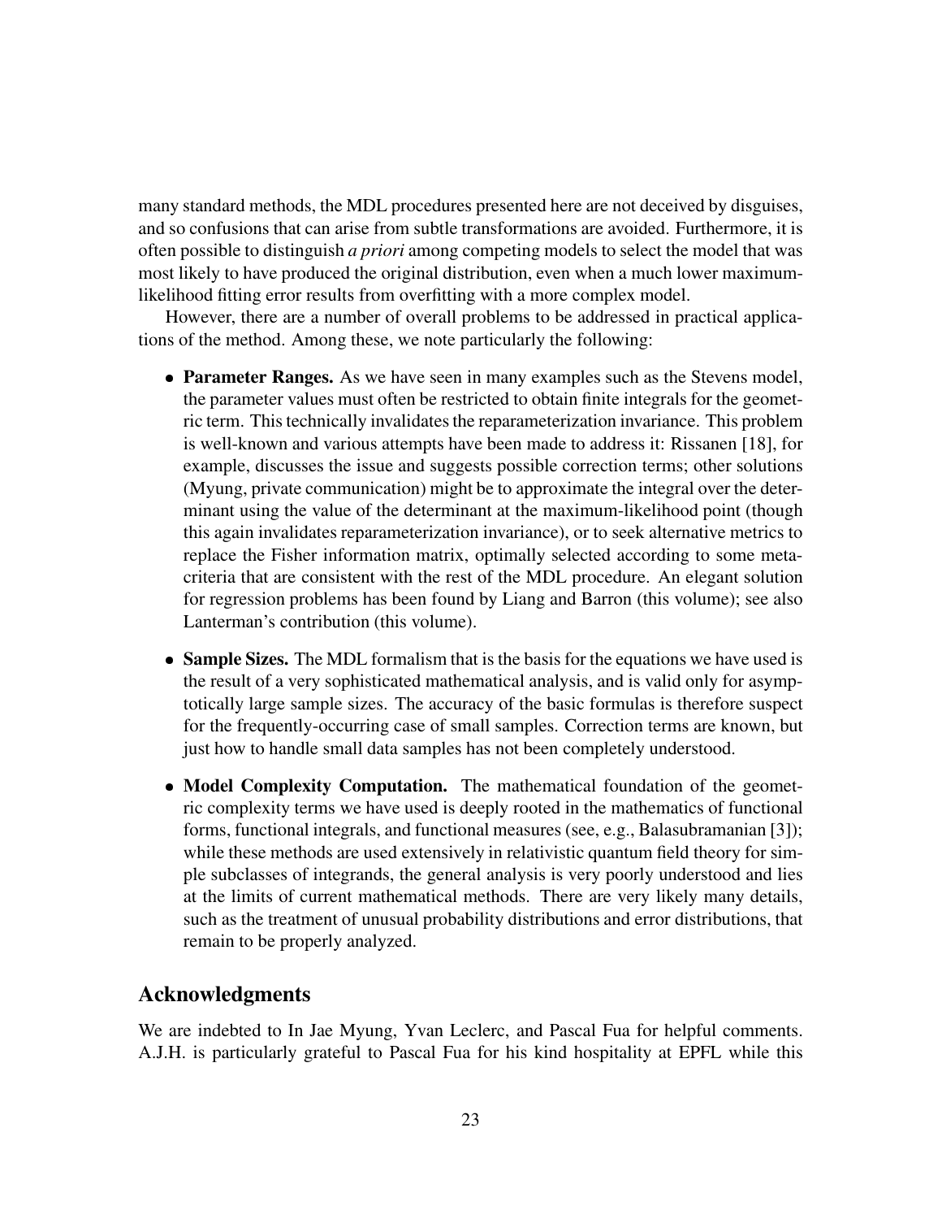many standard methods, the MDL procedures presented here are not deceived by disguises, and so confusions that can arise from subtle transformations are avoided. Furthermore, it is often possible to distinguish *a priori* among competing models to select the model that was most likely to have produced the original distribution, even when a much lower maximum-likelihood fitting error results from overfitting with a more complex model.

However, there are a number of overall problems to be addressed in practical applications of the method. Among these, we note particularly the following:

- **Parameter Ranges.** As we have seen in many examples such as the Stevens model, the parameter values must often be restricted to obtain finite integrals for the geometric term. This technically invalidates the reparameterization invariance. This problem is well-known and various attempts have been made to address it: Rissanen [18], for example, discusses the issue and suggests possible correction terms; other solutions (Myung, private communication) might be to approximate the integral over the determinant using the value of the determinant at the maximum-likelihood point (though this again invalidates reparameterization invariance), or to seek alternative metrics to replace the Fisher information matrix, optimally selected according to some meta-criteria that are consistent with the rest of the MDL procedure. An elegant solution for regression problems has been found by Liang and Barron (this volume); see also Lanterman's contribution (this volume).

- **Sample Sizes.** The MDL formalism that is the basis for the equations we have used is the result of a very sophisticated mathematical analysis, and is valid only for asymptotically large sample sizes. The accuracy of the basic formulas is therefore suspect for the frequently-occurring case of small samples. Correction terms are known, but just how to handle small data samples has not been completely understood.

- **Model Complexity Computation.** The mathematical foundation of the geometric complexity terms we have used is deeply rooted in the mathematics of functional forms, functional integrals, and functional measures (see, e.g., Balasubramanian [3]); while these methods are used extensively in relativistic quantum field theory for simple subclasses of integrands, the general analysis is very poorly understood and lies at the limits of current mathematical methods. There are very likely many details, such as the treatment of unusual probability distributions and error distributions, that remain to be properly analyzed.

## Acknowledgments

We are indebted to In Jae Myung, Yvan Leclerc, and Pascal Fua for helpful comments. A.J.H. is particularly grateful to Pascal Fua for his kind hospitality at EPFL while this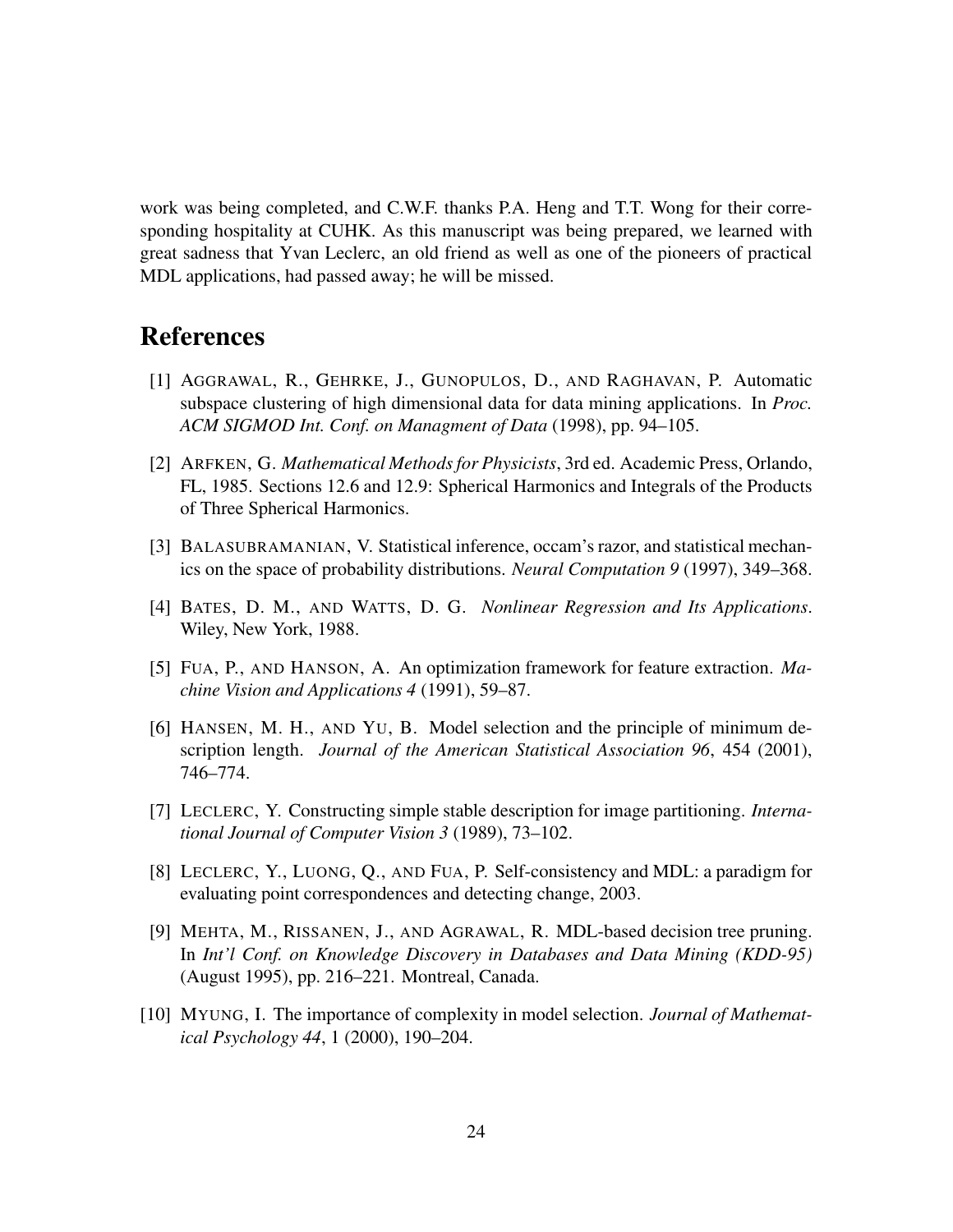work was being completed, and C.W.F. thanks P.A. Heng and T.T. Wong for their corresponding hospitality at CUHK. As this manuscript was being prepared, we learned with great sadness that Yvan Leclerc, an old friend as well as one of the pioneers of practical MDL applications, had passed away; he will be missed.

# References

[1] AGGRAWAL, R., GEHRKE, J., GUNOPULOS, D., AND RAGHAVAN, P. Automatic subspace clustering of high dimensional data for data mining applications. In *Proc. ACM SIGMOD Int. Conf. on Managment of Data* (1998), pp. 94–105.

[2] ARFKEN, G. *Mathematical Methods for Physicists*, 3rd ed. Academic Press, Orlando, FL, 1985. Sections 12.6 and 12.9: Spherical Harmonics and Integrals of the Products of Three Spherical Harmonics.

[3] BALASUBRAMANIAN, V. Statistical inference, occam's razor, and statistical mechanics on the space of probability distributions. *Neural Computation 9* (1997), 349–368.

[4] BATES, D. M., AND WATTS, D. G. *Nonlinear Regression and Its Applications*. Wiley, New York, 1988.

[5] FUA, P., AND HANSON, A. An optimization framework for feature extraction. *Machine Vision and Applications 4* (1991), 59–87.

[6] HANSEN, M. H., AND YU, B. Model selection and the principle of minimum description length. *Journal of the American Statistical Association 96*, 454 (2001), 746–774.

[7] LECLERC, Y. Constructing simple stable description for image partitioning. *International Journal of Computer Vision 3* (1989), 73–102.

[8] LECLERC, Y., LUONG, Q., AND FUA, P. Self-consistency and MDL: a paradigm for evaluating point correspondences and detecting change, 2003.

[9] MEHTA, M., RISSANEN, J., AND AGRAWAL, R. MDL-based decision tree pruning. In *Int'l Conf. on Knowledge Discovery in Databases and Data Mining (KDD-95)* (August 1995), pp. 216–221. Montreal, Canada.

[10] MYUNG, I. The importance of complexity in model selection. *Journal of Mathematical Psychology 44*, 1 (2000), 190–204.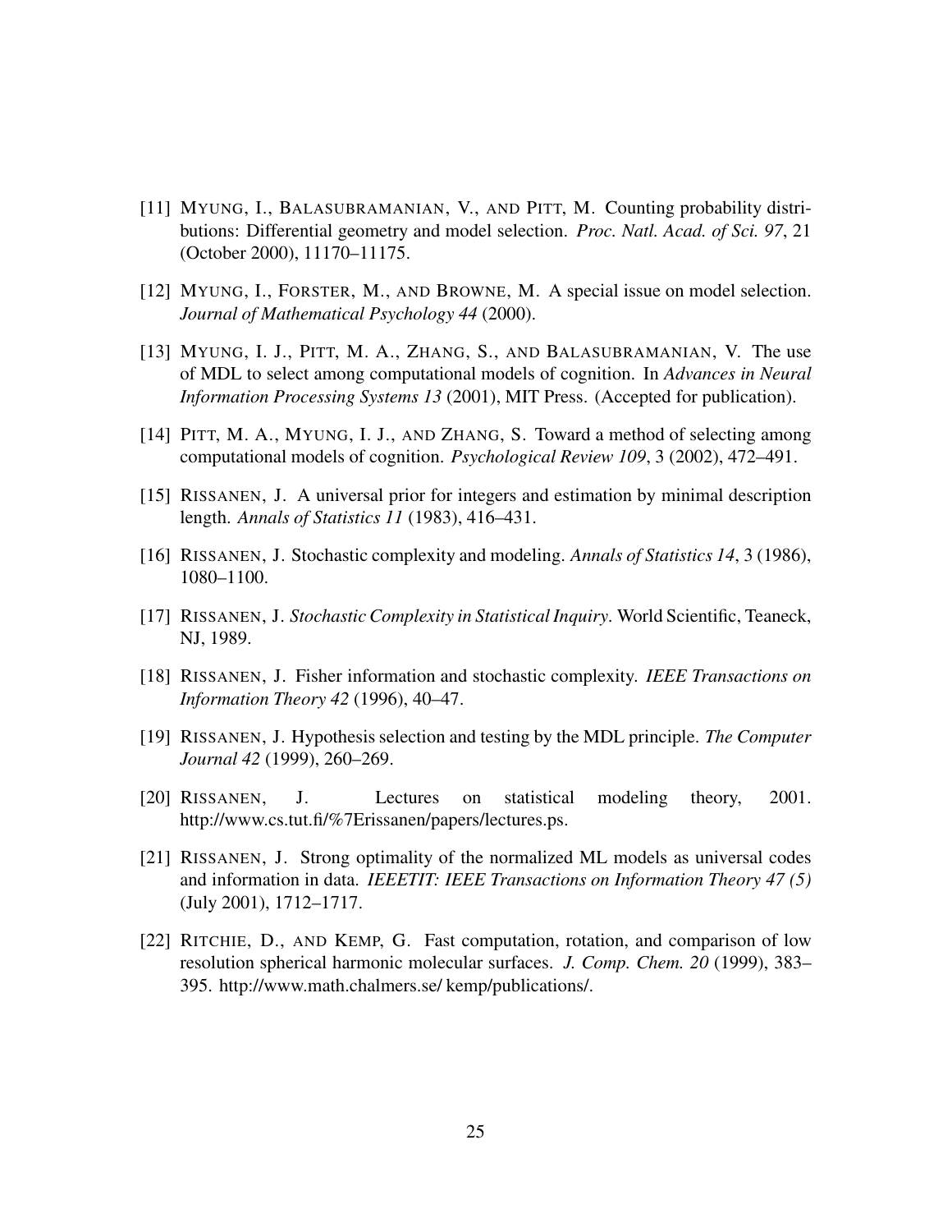[11] MYUNG, I., BALASUBRAMANIAN, V., AND PITT, M. Counting probability distributions: Differential geometry and model selection. *Proc. Natl. Acad. of Sci. 97*, 21 (October 2000), 11170–11175.

[12] MYUNG, I., FORSTER, M., AND BROWNE, M. A special issue on model selection. *Journal of Mathematical Psychology 44* (2000).

[13] MYUNG, I. J., PITT, M. A., ZHANG, S., AND BALASUBRAMANIAN, V. The use of MDL to select among computational models of cognition. In *Advances in Neural Information Processing Systems 13* (2001), MIT Press. (Accepted for publication).

[14] PITT, M. A., MYUNG, I. J., AND ZHANG, S. Toward a method of selecting among computational models of cognition. *Psychological Review 109*, 3 (2002), 472–491.

[15] RISSANEN, J. A universal prior for integers and estimation by minimal description length. *Annals of Statistics 11* (1983), 416–431.

[16] RISSANEN, J. Stochastic complexity and modeling. *Annals of Statistics 14*, 3 (1986), 1080–1100.

[17] RISSANEN, J. *Stochastic Complexity in Statistical Inquiry*. World Scientific, Teaneck, NJ, 1989.

[18] RISSANEN, J. Fisher information and stochastic complexity. *IEEE Transactions on Information Theory 42* (1996), 40–47.

[19] RISSANEN, J. Hypothesis selection and testing by the MDL principle. *The Computer Journal 42* (1999), 260–269.

[20] RISSANEN, J. Lectures on statistical modeling theory, 2001. http://www.cs.tut.fi/%7Erissanen/papers/lectures.ps.

[21] RISSANEN, J. Strong optimality of the normalized ML models as universal codes and information in data. *IEEETIT: IEEE Transactions on Information Theory 47 (5)* (July 2001), 1712–1717.

[22] RITCHIE, D., AND KEMP, G. Fast computation, rotation, and comparison of low resolution spherical harmonic molecular surfaces. *J. Comp. Chem. 20* (1999), 383–395. http://www.math.chalmers.se/ kemp/publications/.